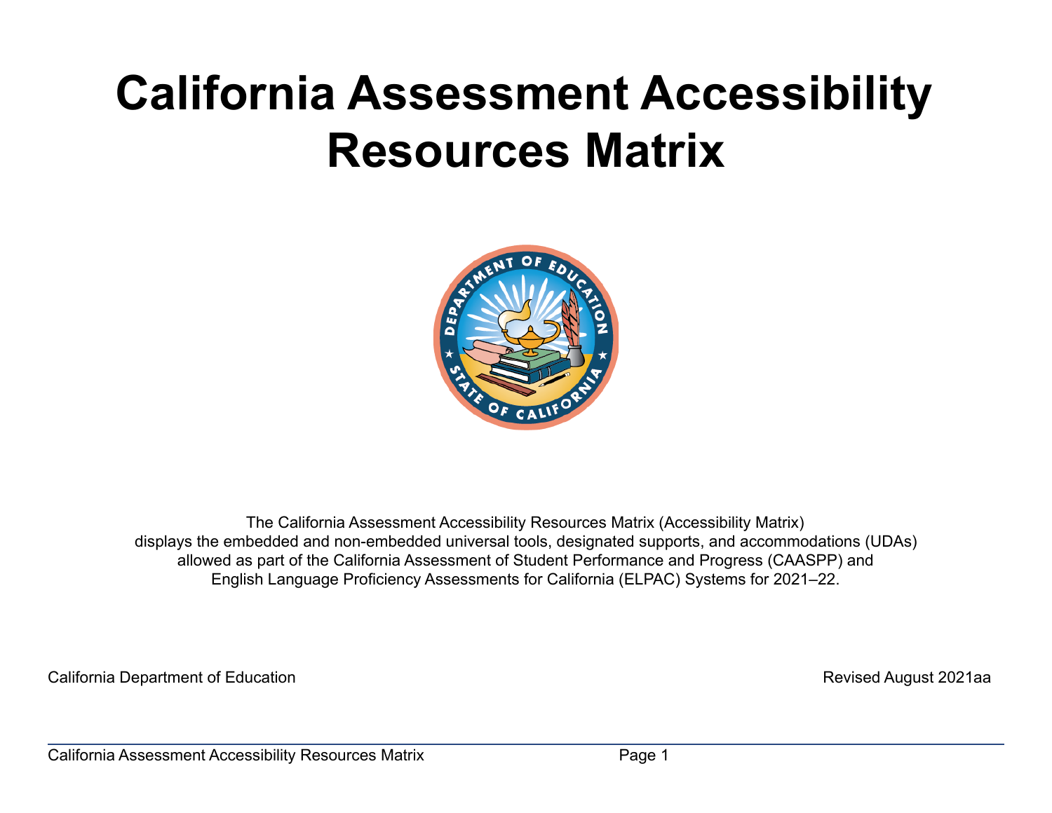# California Assessment Accessibility Resources Matrix

The California Assessment Accessibility Resources Matrix (Accessibility Matrix) displays the embedded and non-embedded universal tools, designated supports, and accommodations (UDAs) allowed as part of the California Assessment of Student Performance and Progress (CAASPP) and English Language Proficiency Assessments for California (ELPAC) Systems for 2021–22.

California Department of Education

Revised August 2021aa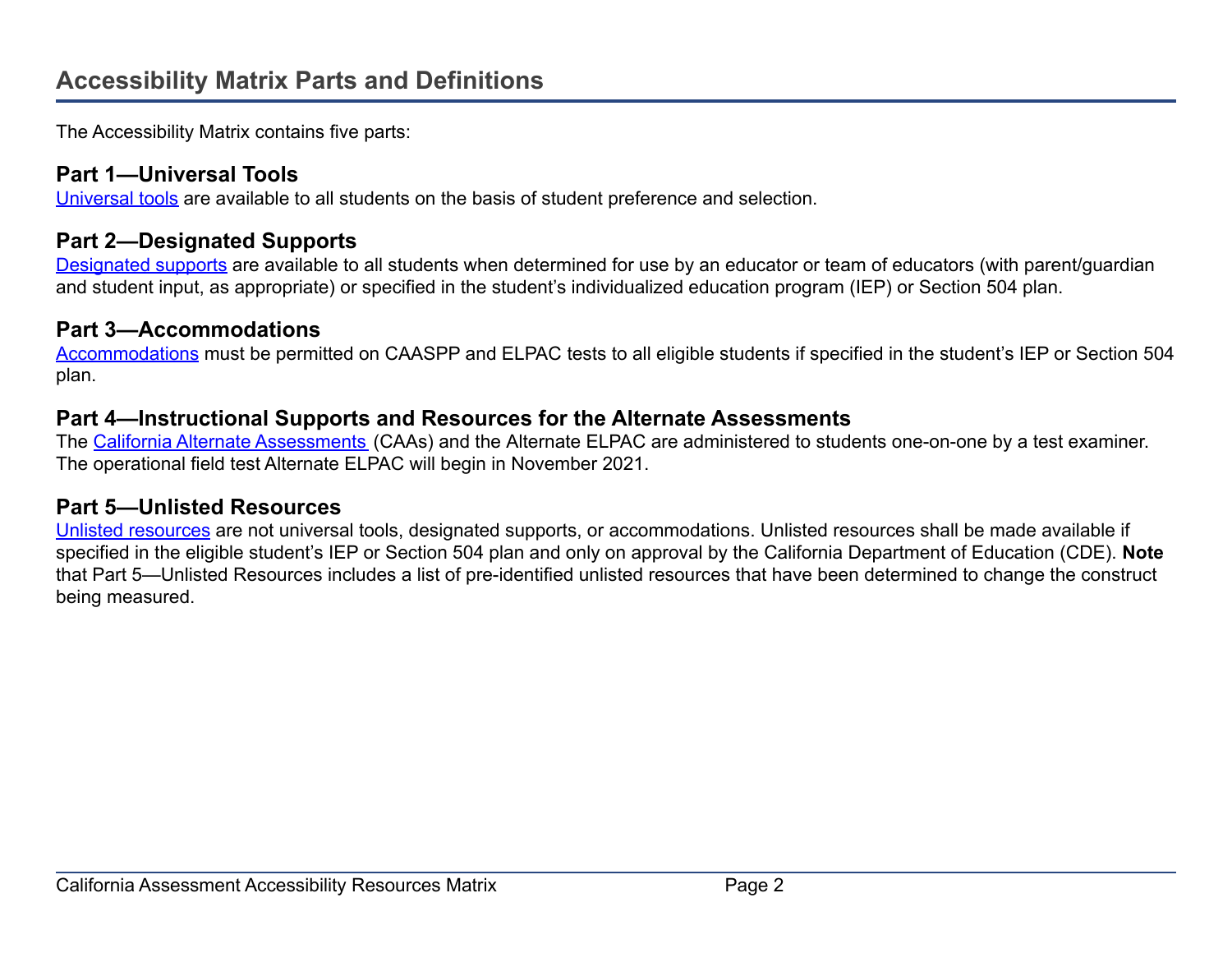## Accessibility Matrix Parts and Definitions

The Accessibility Matrix contains five parts:

### Part 1—Universal Tools

Universal tools are available to all students on the basis of student preference and selection.

### Part 2—Designated Supports

Designated supports are available to all students when determined for use by an educator or team of educators (with parent/guardian and student input, as appropriate) or specified in the student's individualized education program (IEP) or Section 504 plan.

### Part 3—Accommodations

Accommodations must be permitted on CAASPP and ELPAC tests to all eligible students if specified in the student's IEP or Section 504 plan.

### Part 4—Instructional Supports and Resources for the Alternate Assessments

The California Alternate Assessments (CAAs) and the Alternate ELPAC are administered to students one-on-one by a test examiner. The operational field test Alternate ELPAC will begin in November 2021.

### Part 5—Unlisted Resources

Unlisted resources are not universal tools, designated supports, or accommodations. Unlisted resources shall be made available if specified in the eligible student's IEP or Section 504 plan and only on approval by the California Department of Education (CDE). **Note** that Part 5—Unlisted Resources includes a list of pre-identified unlisted resources that have been determined to change the construct being measured.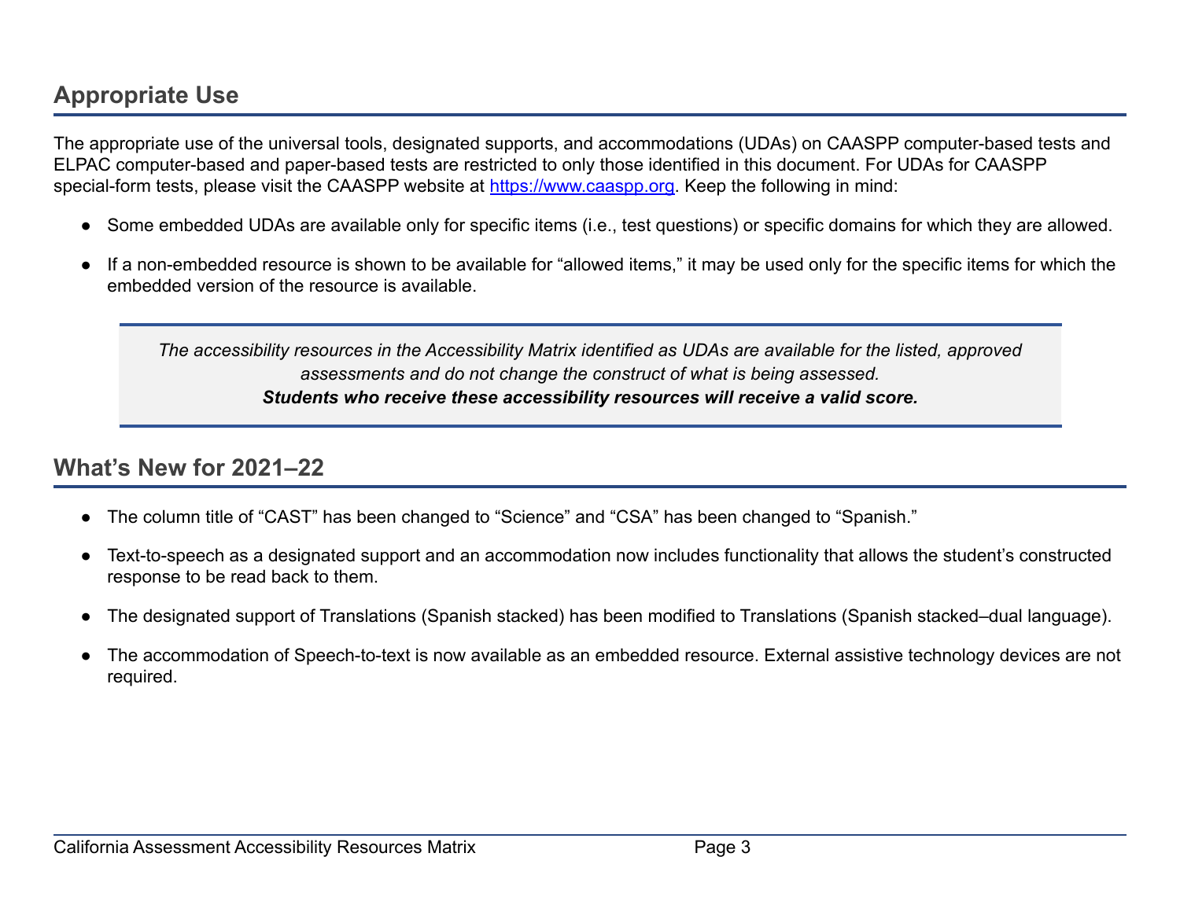## Appropriate Use

The appropriate use of the universal tools, designated supports, and accommodations (UDAs) on CAASPP computer-based tests and ELPAC computer-based and paper-based tests are restricted to only those identified in this document. For UDAs for CAASPP special-form tests, please visit the CAASPP website at [https://www.caaspp.org](https://www.caaspp.org). Keep the following in mind:

- Some embedded UDAs are available only for specific items (i.e., test questions) or specific domains for which they are allowed.
- If a non-embedded resource is shown to be available for "allowed items," it may be used only for the specific items for which the embedded version of the resource is available.

> *The accessibility resources in the Accessibility Matrix identified as UDAs are available for the listed, approved assessments and do not change the construct of what is being assessed.*
> ***Students who receive these accessibility resources will receive a valid score.***

## What's New for 2021–22

- The column title of "CAST" has been changed to "Science" and "CSA" has been changed to "Spanish."
- Text-to-speech as a designated support and an accommodation now includes functionality that allows the student's constructed response to be read back to them.
- The designated support of Translations (Spanish stacked) has been modified to Translations (Spanish stacked–dual language).
- The accommodation of Speech-to-text is now available as an embedded resource. External assistive technology devices are not required.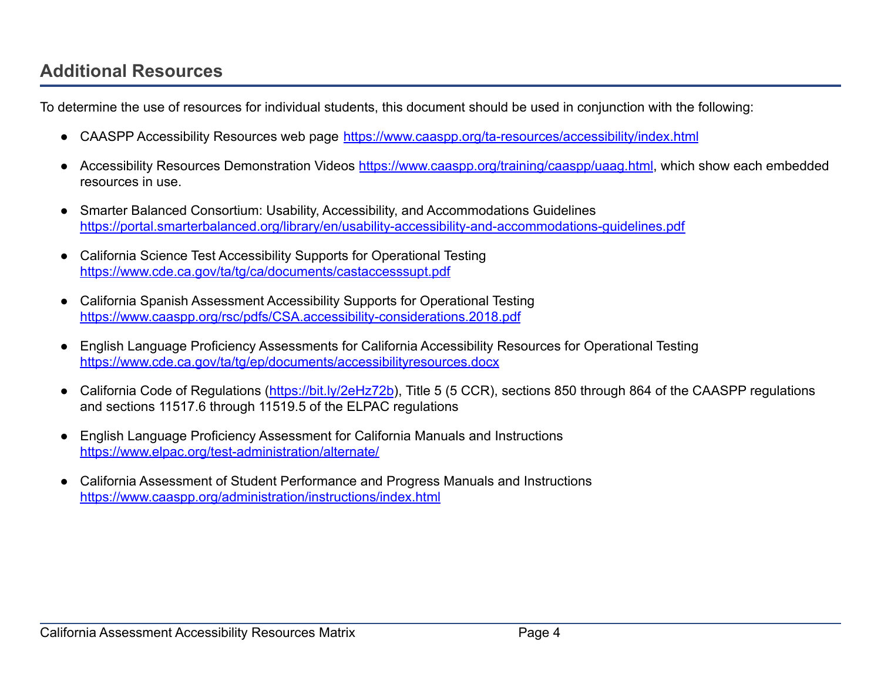## Additional Resources

To determine the use of resources for individual students, this document should be used in conjunction with the following:

- CAASPP Accessibility Resources web page https://www.caaspp.org/ta-resources/accessibility/index.html
- Accessibility Resources Demonstration Videos https://www.caaspp.org/training/caaspp/uaag.html, which show each embedded resources in use.
- Smarter Balanced Consortium: Usability, Accessibility, and Accommodations Guidelines https://portal.smarterbalanced.org/library/en/usability-accessibility-and-accommodations-guidelines.pdf
- California Science Test Accessibility Supports for Operational Testing https://www.cde.ca.gov/ta/tg/ca/documents/castaccesssupt.pdf
- California Spanish Assessment Accessibility Supports for Operational Testing https://www.caaspp.org/rsc/pdfs/CSA.accessibility-considerations.2018.pdf
- English Language Proficiency Assessments for California Accessibility Resources for Operational Testing https://www.cde.ca.gov/ta/tg/ep/documents/accessibilityresources.docx
- California Code of Regulations (https://bit.ly/2eHz72b), Title 5 (5 CCR), sections 850 through 864 of the CAASPP regulations and sections 11517.6 through 11519.5 of the ELPAC regulations
- English Language Proficiency Assessment for California Manuals and Instructions https://www.elpac.org/test-administration/alternate/
- California Assessment of Student Performance and Progress Manuals and Instructions https://www.caaspp.org/administration/instructions/index.html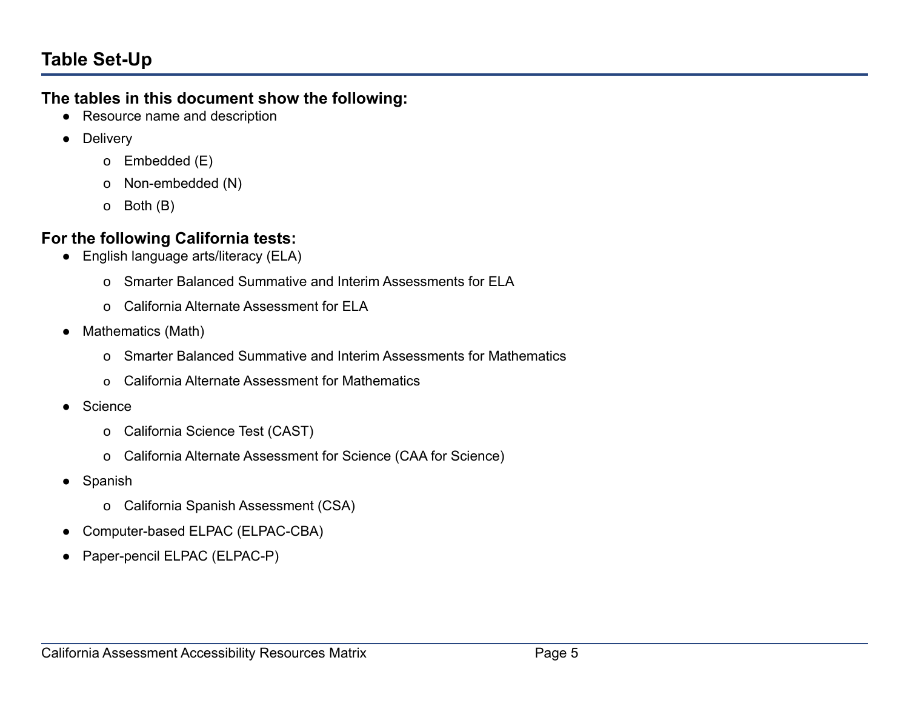## Table Set-Up

### The tables in this document show the following:

- Resource name and description
- Delivery
  - Embedded (E)
  - Non-embedded (N)
  - Both (B)

### For the following California tests:

- English language arts/literacy (ELA)
  - Smarter Balanced Summative and Interim Assessments for ELA
  - California Alternate Assessment for ELA
- Mathematics (Math)
  - Smarter Balanced Summative and Interim Assessments for Mathematics
  - California Alternate Assessment for Mathematics
- Science
  - California Science Test (CAST)
  - California Alternate Assessment for Science (CAA for Science)
- Spanish
  - California Spanish Assessment (CSA)
- Computer-based ELPAC (ELPAC-CBA)
- Paper-pencil ELPAC (ELPAC-P)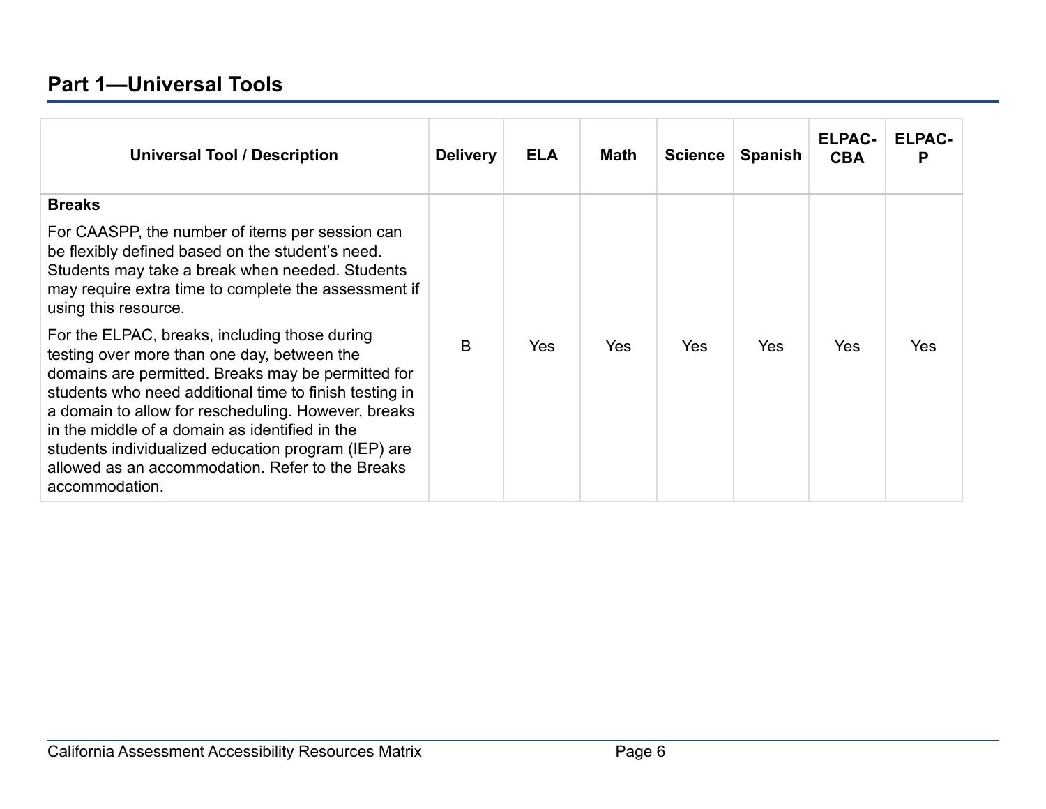## Part 1—Universal Tools

| Universal Tool / Description | Delivery | ELA | Math | Science | Spanish | ELPAC-CBA | ELPAC-P |
|---|---|---|---|---|---|---|---|
| **Breaks**<br><br>For CAASPP, the number of items per session can be flexibly defined based on the student's need. Students may take a break when needed. Students may require extra time to complete the assessment if using this resource.<br><br>For the ELPAC, breaks, including those during testing over more than one day, between the domains are permitted. Breaks may be permitted for students who need additional time to finish testing in a domain to allow for rescheduling. However, breaks in the middle of a domain as identified in the students individualized education program (IEP) are allowed as an accommodation. Refer to the Breaks accommodation. | B | Yes | Yes | Yes | Yes | Yes | Yes |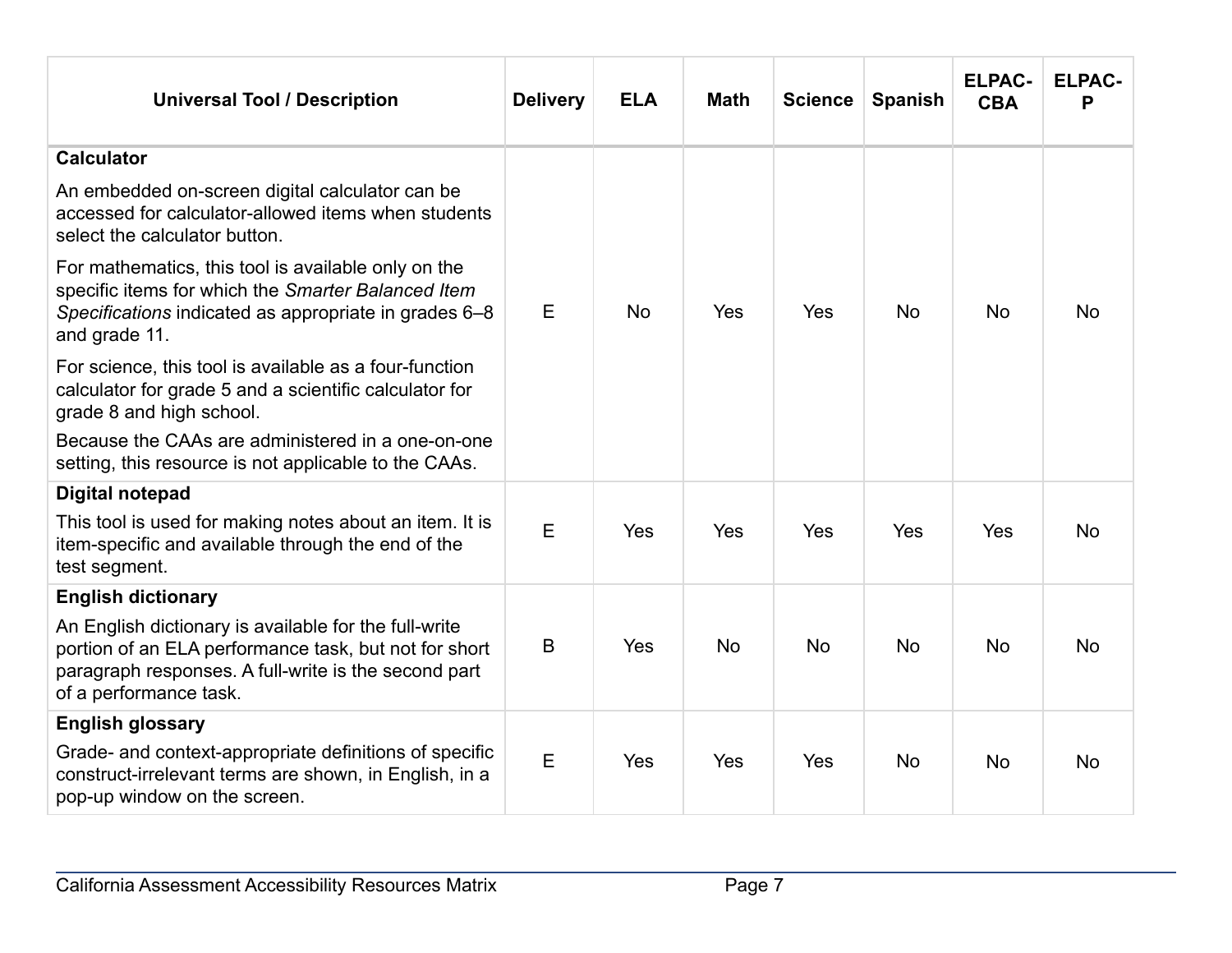| Universal Tool / Description | Delivery | ELA | Math | Science | Spanish | ELPAC-CBA | ELPAC-P |
|---|---|---|---|---|---|---|---|
| **Calculator**<br>An embedded on-screen digital calculator can be accessed for calculator-allowed items when students select the calculator button.<br>For mathematics, this tool is available only on the specific items for which the *Smarter Balanced Item Specifications* indicated as appropriate in grades 6–8 and grade 11.<br>For science, this tool is available as a four-function calculator for grade 5 and a scientific calculator for grade 8 and high school.<br>Because the CAAs are administered in a one-on-one setting, this resource is not applicable to the CAAs. | E | No | Yes | Yes | No | No | No |
| **Digital notepad**<br>This tool is used for making notes about an item. It is item-specific and available through the end of the test segment. | E | Yes | Yes | Yes | Yes | Yes | No |
| **English dictionary**<br>An English dictionary is available for the full-write portion of an ELA performance task, but not for short paragraph responses. A full-write is the second part of a performance task. | B | Yes | No | No | No | No | No |
| **English glossary**<br>Grade- and context-appropriate definitions of specific construct-irrelevant terms are shown, in English, in a pop-up window on the screen. | E | Yes | Yes | Yes | No | No | No |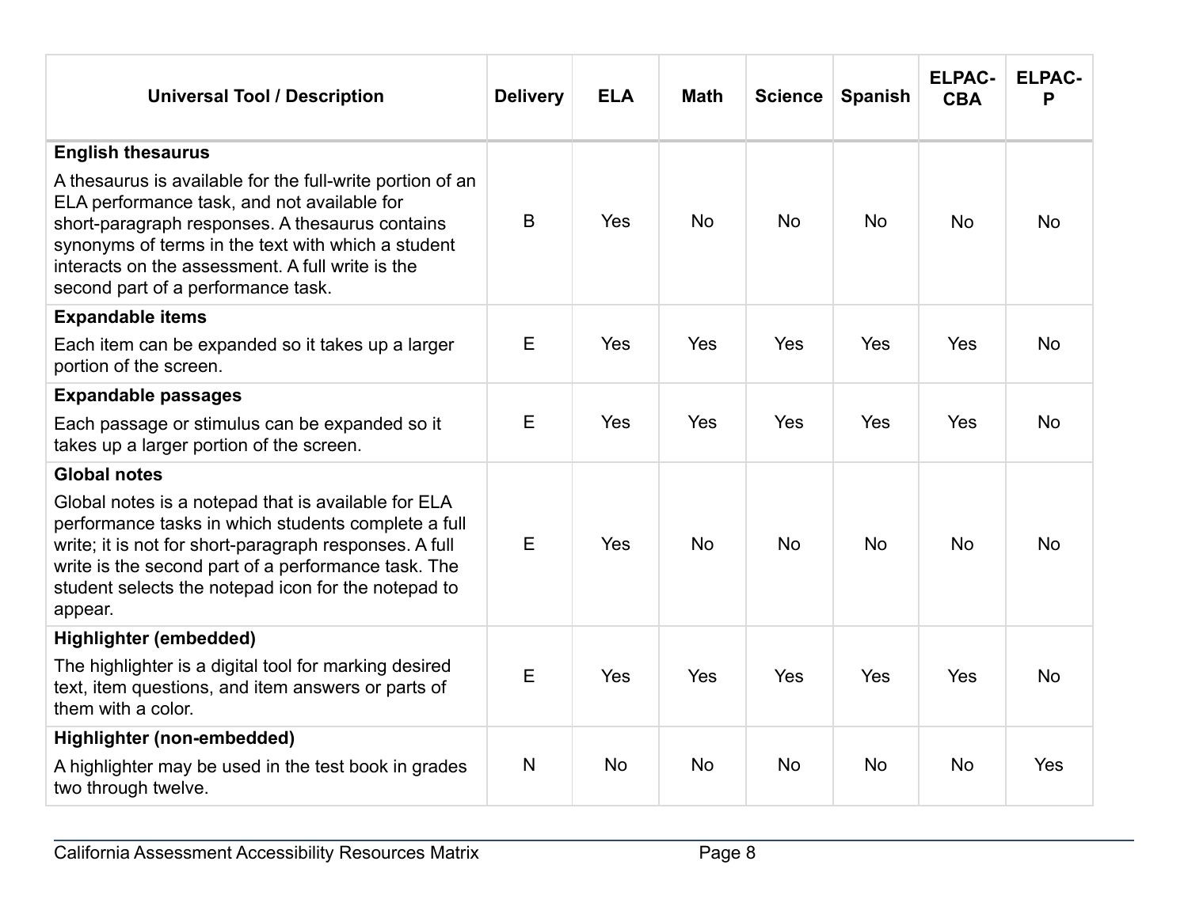| Universal Tool / Description | Delivery | ELA | Math | Science | Spanish | ELPAC-CBA | ELPAC-P |
|---|---|---|---|---|---|---|---|
| **English thesaurus**<br>A thesaurus is available for the full-write portion of an ELA performance task, and not available for short-paragraph responses. A thesaurus contains synonyms of terms in the text with which a student interacts on the assessment. A full write is the second part of a performance task. | B | Yes | No | No | No | No | No |
| **Expandable items**<br>Each item can be expanded so it takes up a larger portion of the screen. | E | Yes | Yes | Yes | Yes | Yes | No |
| **Expandable passages**<br>Each passage or stimulus can be expanded so it takes up a larger portion of the screen. | E | Yes | Yes | Yes | Yes | Yes | No |
| **Global notes**<br>Global notes is a notepad that is available for ELA performance tasks in which students complete a full write; it is not for short-paragraph responses. A full write is the second part of a performance task. The student selects the notepad icon for the notepad to appear. | E | Yes | No | No | No | No | No |
| **Highlighter (embedded)**<br>The highlighter is a digital tool for marking desired text, item questions, and item answers or parts of them with a color. | E | Yes | Yes | Yes | Yes | Yes | No |
| **Highlighter (non-embedded)**<br>A highlighter may be used in the test book in grades two through twelve. | N | No | No | No | No | No | Yes |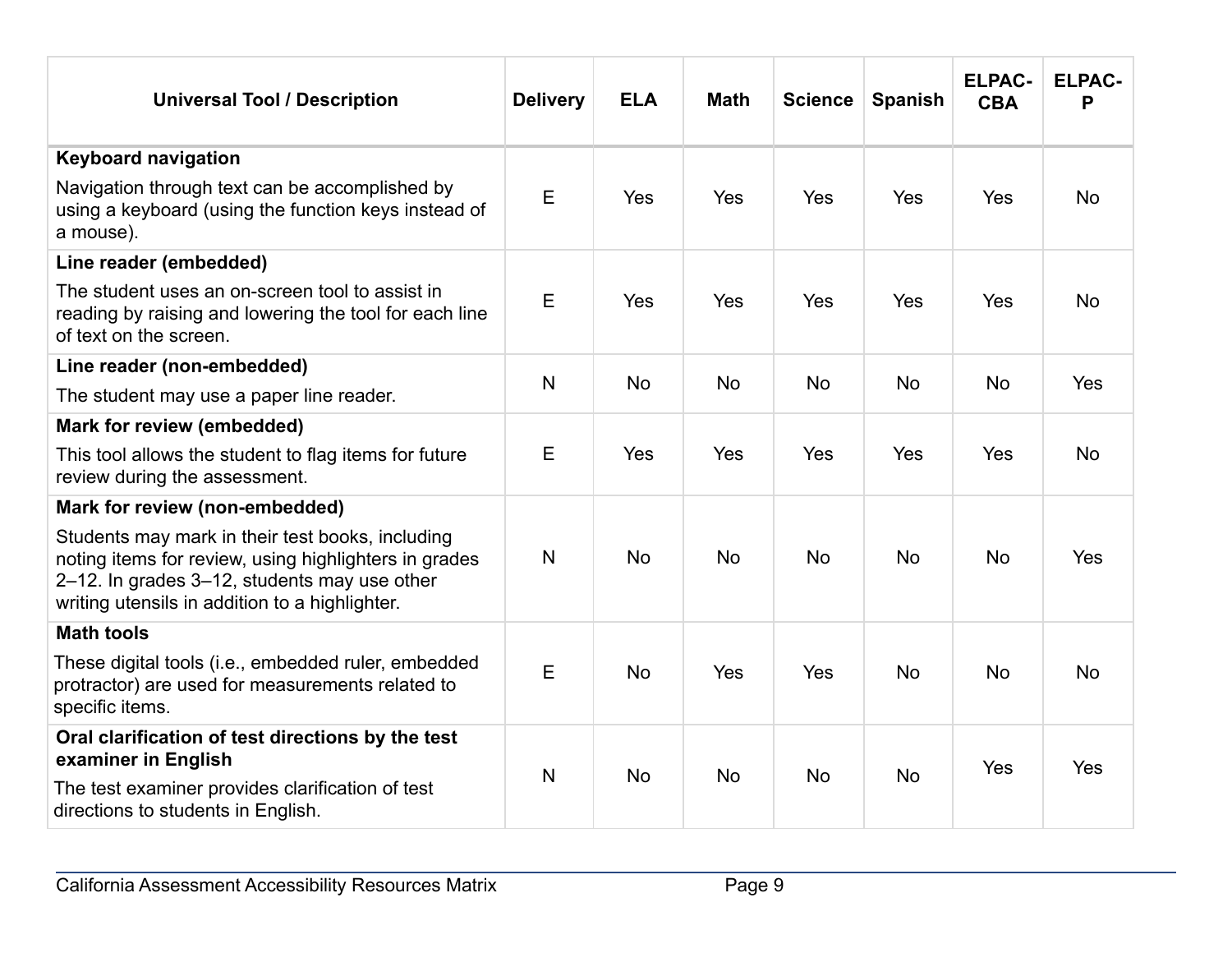| Universal Tool / Description | Delivery | ELA | Math | Science | Spanish | ELPAC-CBA | ELPAC-P |
|---|---|---|---|---|---|---|---|
| **Keyboard navigation** Navigation through text can be accomplished by using a keyboard (using the function keys instead of a mouse). | E | Yes | Yes | Yes | Yes | Yes | No |
| **Line reader (embedded)** The student uses an on-screen tool to assist in reading by raising and lowering the tool for each line of text on the screen. | E | Yes | Yes | Yes | Yes | Yes | No |
| **Line reader (non-embedded)** The student may use a paper line reader. | N | No | No | No | No | No | Yes |
| **Mark for review (embedded)** This tool allows the student to flag items for future review during the assessment. | E | Yes | Yes | Yes | Yes | Yes | No |
| **Mark for review (non-embedded)** Students may mark in their test books, including noting items for review, using highlighters in grades 2–12. In grades 3–12, students may use other writing utensils in addition to a highlighter. | N | No | No | No | No | No | Yes |
| **Math tools** These digital tools (i.e., embedded ruler, embedded protractor) are used for measurements related to specific items. | E | No | Yes | Yes | No | No | No |
| **Oral clarification of test directions by the test examiner in English** The test examiner provides clarification of test directions to students in English. | N | No | No | No | No | Yes | Yes |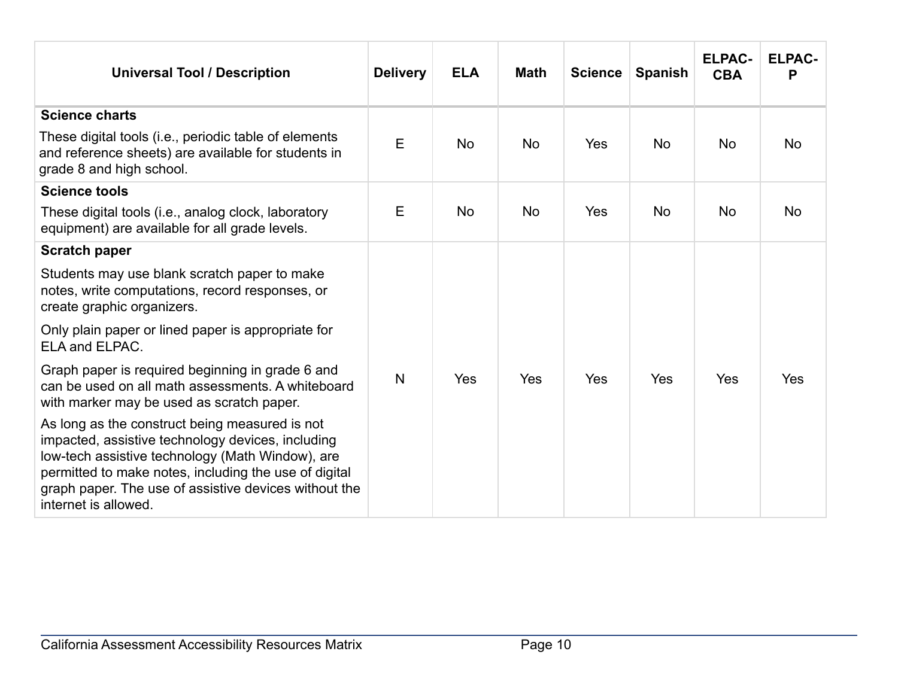| Universal Tool / Description | Delivery | ELA | Math | Science | Spanish | ELPAC-CBA | ELPAC-P |
|---|---|---|---|---|---|---|---|
| **Science charts**<br>These digital tools (i.e., periodic table of elements and reference sheets) are available for students in grade 8 and high school. | E | No | No | Yes | No | No | No |
| **Science tools**<br>These digital tools (i.e., analog clock, laboratory equipment) are available for all grade levels. | E | No | No | Yes | No | No | No |
| **Scratch paper**<br>Students may use blank scratch paper to make notes, write computations, record responses, or create graphic organizers.<br>Only plain paper or lined paper is appropriate for ELA and ELPAC.<br>Graph paper is required beginning in grade 6 and can be used on all math assessments. A whiteboard with marker may be used as scratch paper.<br>As long as the construct being measured is not impacted, assistive technology devices, including low-tech assistive technology (Math Window), are permitted to make notes, including the use of digital graph paper. The use of assistive devices without the internet is allowed. | N | Yes | Yes | Yes | Yes | Yes | Yes |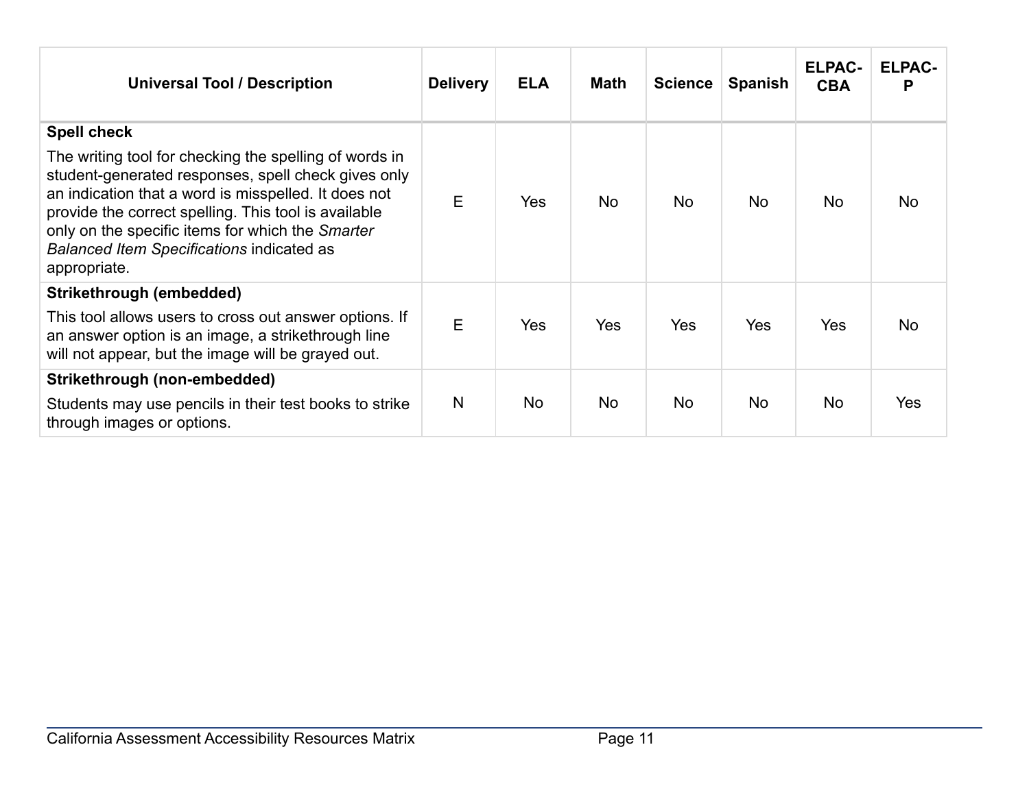| Universal Tool / Description | Delivery | ELA | Math | Science | Spanish | ELPAC-CBA | ELPAC-P |
| --- | --- | --- | --- | --- | --- | --- | --- |
| **Spell check**<br>The writing tool for checking the spelling of words in student-generated responses, spell check gives only an indication that a word is misspelled. It does not provide the correct spelling. This tool is available only on the specific items for which the *Smarter Balanced Item Specifications* indicated as appropriate. | E | Yes | No | No | No | No | No |
| **Strikethrough (embedded)**<br>This tool allows users to cross out answer options. If an answer option is an image, a strikethrough line will not appear, but the image will be grayed out. | E | Yes | Yes | Yes | Yes | Yes | No |
| **Strikethrough (non-embedded)**<br>Students may use pencils in their test books to strike through images or options. | N | No | No | No | No | No | Yes |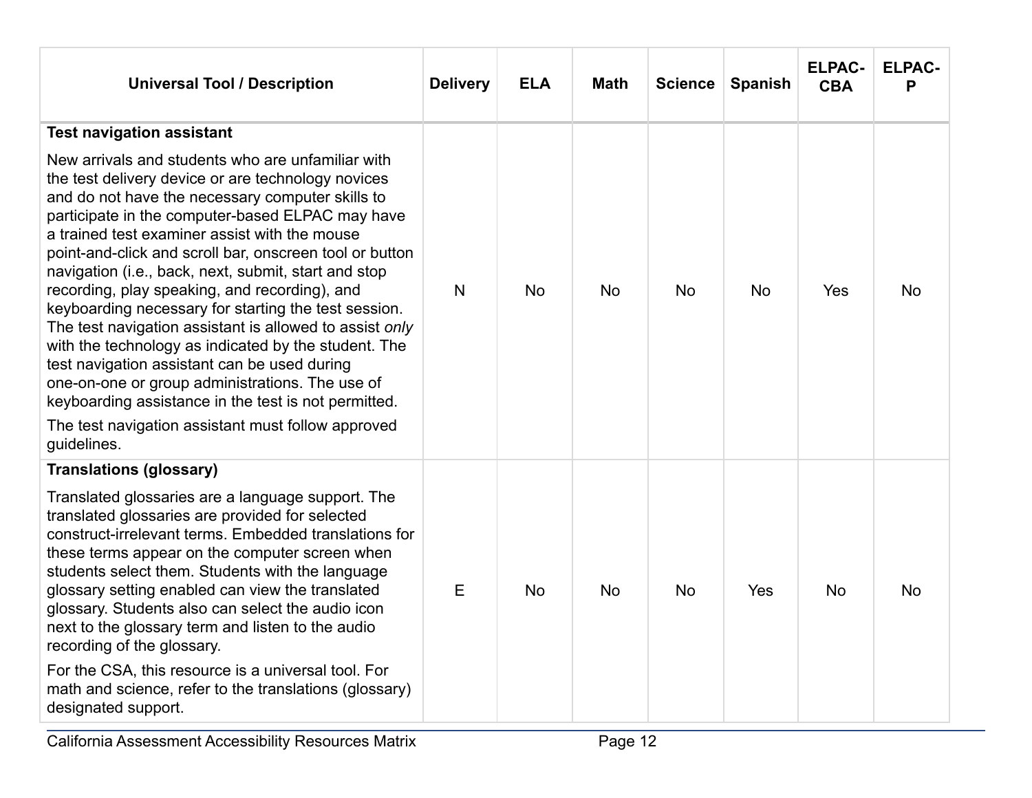| Universal Tool / Description | Delivery | ELA | Math | Science | Spanish | ELPAC-CBA | ELPAC-P |
|---|---|---|---|---|---|---|---|
| **Test navigation assistant**<br><br>New arrivals and students who are unfamiliar with the test delivery device or are technology novices and do not have the necessary computer skills to participate in the computer-based ELPAC may have a trained test examiner assist with the mouse point-and-click and scroll bar, onscreen tool or button navigation (i.e., back, next, submit, start and stop recording, play speaking, and recording), and keyboarding necessary for starting the test session. The test navigation assistant is allowed to assist *only* with the technology as indicated by the student. The test navigation assistant can be used during one-on-one or group administrations. The use of keyboarding assistance in the test is not permitted.<br><br>The test navigation assistant must follow approved guidelines. | N | No | No | No | No | Yes | No |
| **Translations (glossary)**<br><br>Translated glossaries are a language support. The translated glossaries are provided for selected construct-irrelevant terms. Embedded translations for these terms appear on the computer screen when students select them. Students with the language glossary setting enabled can view the translated glossary. Students also can select the audio icon next to the glossary term and listen to the audio recording of the glossary.<br><br>For the CSA, this resource is a universal tool. For math and science, refer to the translations (glossary) designated support. | E | No | No | No | Yes | No | No |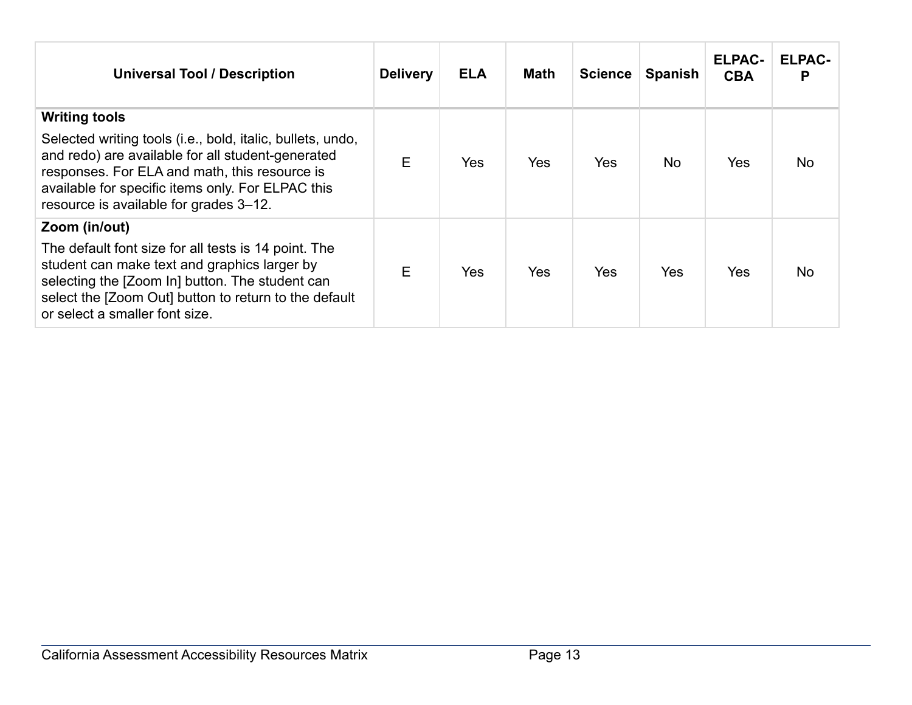| Universal Tool / Description | Delivery | ELA | Math | Science | Spanish | ELPAC-CBA | ELPAC-P |
|---|---|---|---|---|---|---|---|
| **Writing tools**<br><br>Selected writing tools (i.e., bold, italic, bullets, undo, and redo) are available for all student-generated responses. For ELA and math, this resource is available for specific items only. For ELPAC this resource is available for grades 3–12. | E | Yes | Yes | Yes | No | Yes | No |
| **Zoom (in/out)**<br><br>The default font size for all tests is 14 point. The student can make text and graphics larger by selecting the [Zoom In] button. The student can select the [Zoom Out] button to return to the default or select a smaller font size. | E | Yes | Yes | Yes | Yes | Yes | No |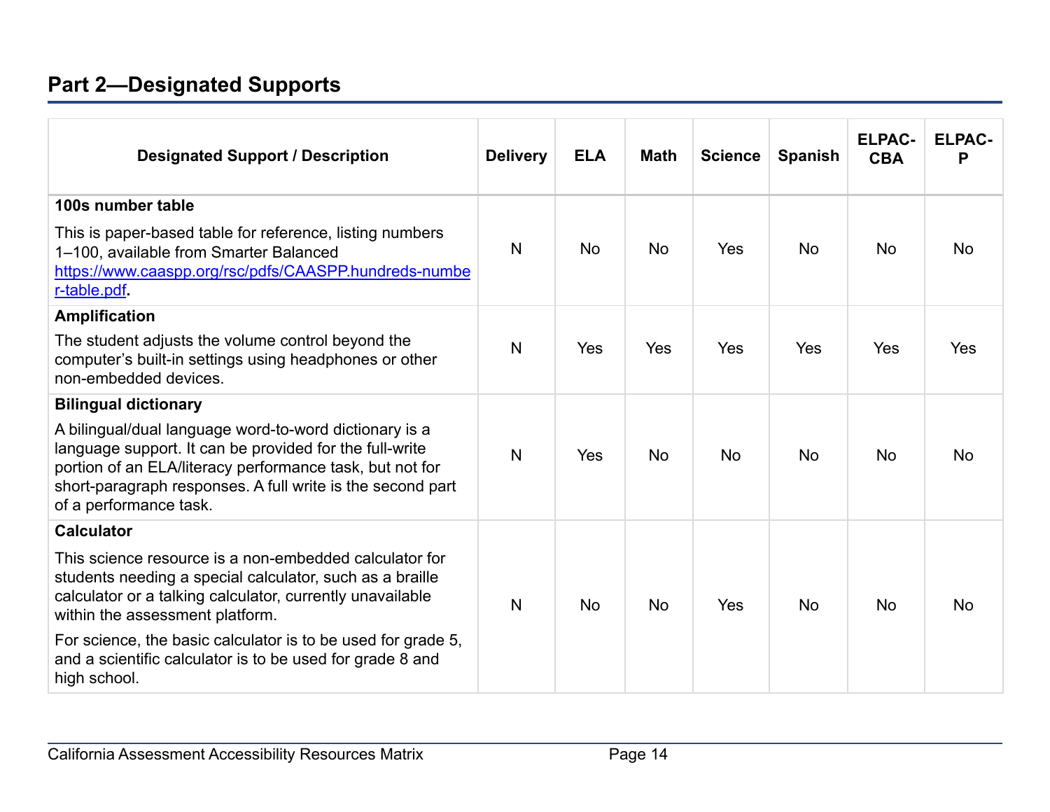## Part 2—Designated Supports

| Designated Support / Description | Delivery | ELA | Math | Science | Spanish | ELPAC-CBA | ELPAC-P |
|---|---|---|---|---|---|---|---|
| **100s number table**<br><br>This is paper-based table for reference, listing numbers 1–100, available from Smarter Balanced https://www.caaspp.org/rsc/pdfs/CAASPP.hundreds-number-table.pdf. | N | No | No | Yes | No | No | No |
| **Amplification**<br><br>The student adjusts the volume control beyond the computer's built-in settings using headphones or other non-embedded devices. | N | Yes | Yes | Yes | Yes | Yes | Yes |
| **Bilingual dictionary**<br><br>A bilingual/dual language word-to-word dictionary is a language support. It can be provided for the full-write portion of an ELA/literacy performance task, but not for short-paragraph responses. A full write is the second part of a performance task. | N | Yes | No | No | No | No | No |
| **Calculator**<br><br>This science resource is a non-embedded calculator for students needing a special calculator, such as a braille calculator or a talking calculator, currently unavailable within the assessment platform.<br><br>For science, the basic calculator is to be used for grade 5, and a scientific calculator is to be used for grade 8 and high school. | N | No | No | Yes | No | No | No |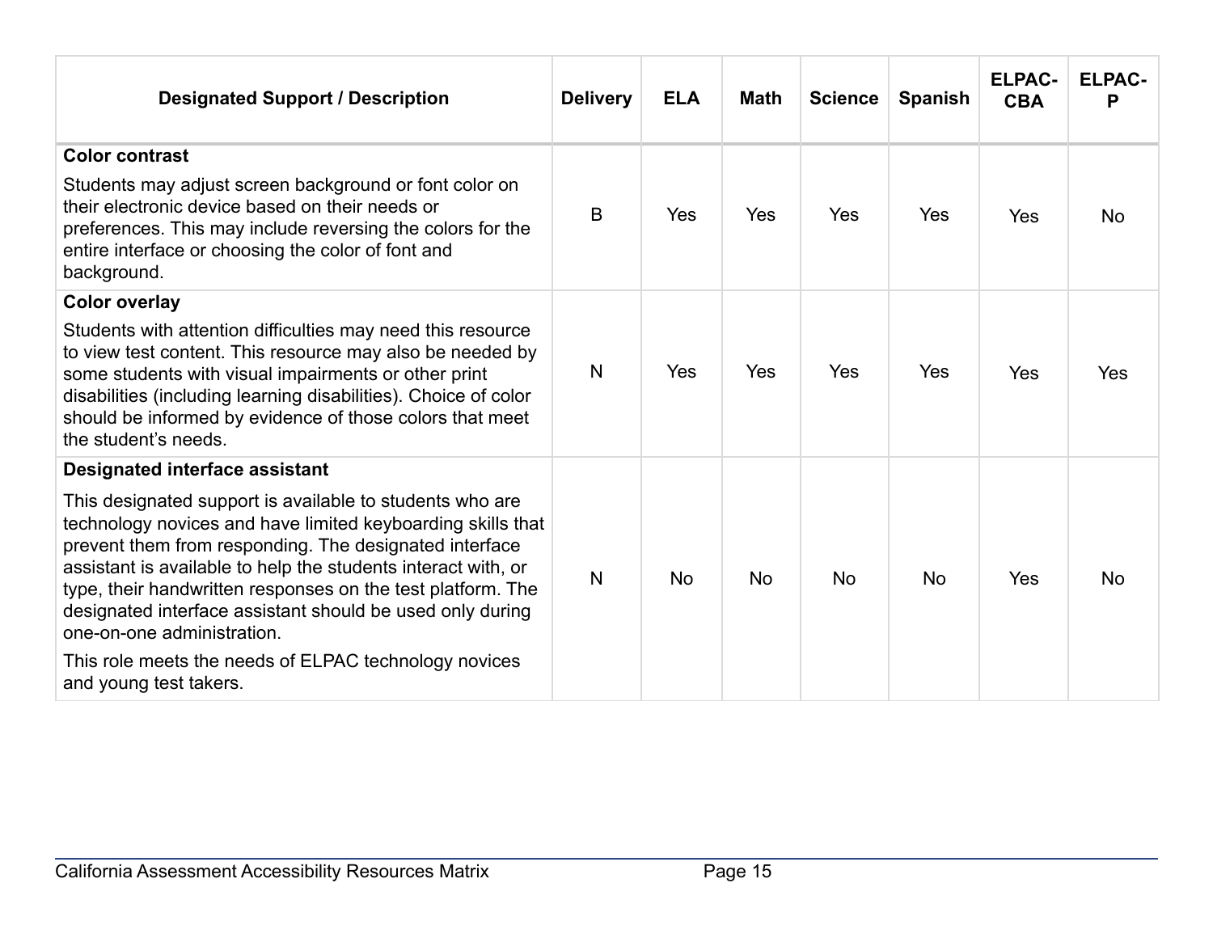| Designated Support / Description | Delivery | ELA | Math | Science | Spanish | ELPAC-CBA | ELPAC-P |
|---|---|---|---|---|---|---|---|
| **Color contrast**<br><br>Students may adjust screen background or font color on their electronic device based on their needs or preferences. This may include reversing the colors for the entire interface or choosing the color of font and background. | B | Yes | Yes | Yes | Yes | Yes | No |
| **Color overlay**<br><br>Students with attention difficulties may need this resource to view test content. This resource may also be needed by some students with visual impairments or other print disabilities (including learning disabilities). Choice of color should be informed by evidence of those colors that meet the student's needs. | N | Yes | Yes | Yes | Yes | Yes | Yes |
| **Designated interface assistant**<br><br>This designated support is available to students who are technology novices and have limited keyboarding skills that prevent them from responding. The designated interface assistant is available to help the students interact with, or type, their handwritten responses on the test platform. The designated interface assistant should be used only during one-on-one administration.<br><br>This role meets the needs of ELPAC technology novices and young test takers. | N | No | No | No | No | Yes | No |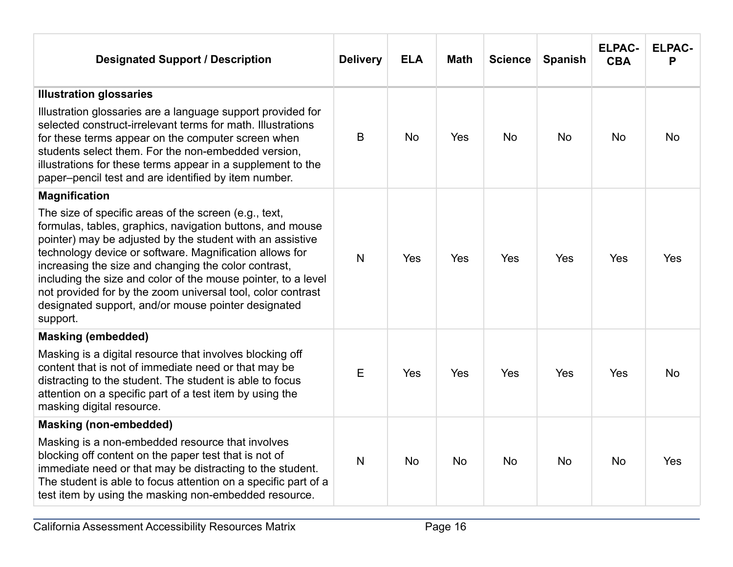| Designated Support / Description | Delivery | ELA | Math | Science | Spanish | ELPAC-CBA | ELPAC-P |
|---|---|---|---|---|---|---|---|
| **Illustration glossaries**<br>Illustration glossaries are a language support provided for selected construct-irrelevant terms for math. Illustrations for these terms appear on the computer screen when students select them. For the non-embedded version, illustrations for these terms appear in a supplement to the paper–pencil test and are identified by item number. | B | No | Yes | No | No | No | No |
| **Magnification**<br>The size of specific areas of the screen (e.g., text, formulas, tables, graphics, navigation buttons, and mouse pointer) may be adjusted by the student with an assistive technology device or software. Magnification allows for increasing the size and changing the color contrast, including the size and color of the mouse pointer, to a level not provided for by the zoom universal tool, color contrast designated support, and/or mouse pointer designated support. | N | Yes | Yes | Yes | Yes | Yes | Yes |
| **Masking (embedded)**<br>Masking is a digital resource that involves blocking off content that is not of immediate need or that may be distracting to the student. The student is able to focus attention on a specific part of a test item by using the masking digital resource. | E | Yes | Yes | Yes | Yes | Yes | No |
| **Masking (non-embedded)**<br>Masking is a non-embedded resource that involves blocking off content on the paper test that is not of immediate need or that may be distracting to the student. The student is able to focus attention on a specific part of a test item by using the masking non-embedded resource. | N | No | No | No | No | No | Yes |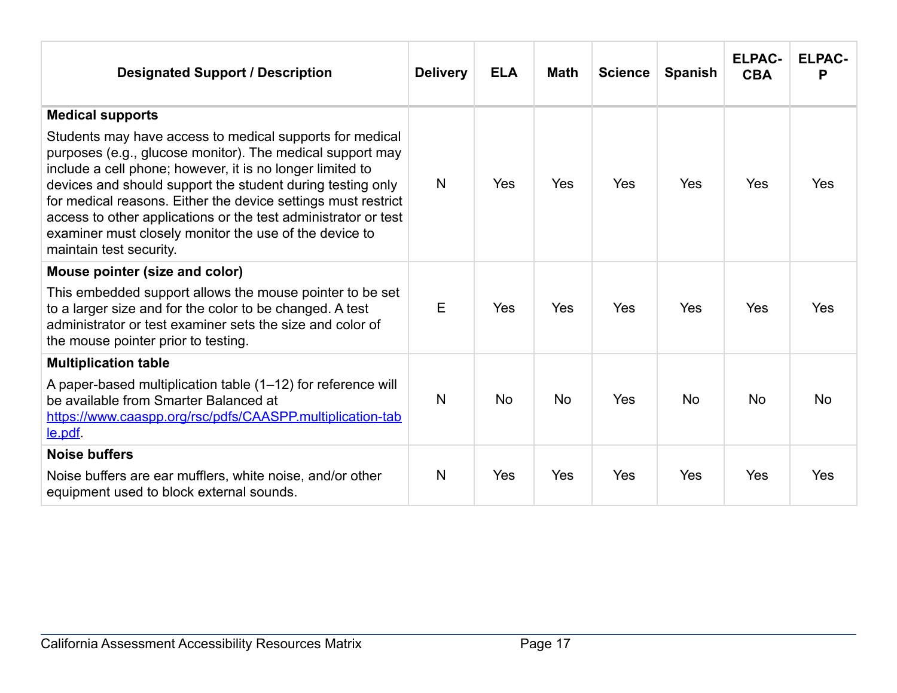| Designated Support / Description | Delivery | ELA | Math | Science | Spanish | ELPAC-CBA | ELPAC-P |
|---|---|---|---|---|---|---|---|
| **Medical supports**<br>Students may have access to medical supports for medical purposes (e.g., glucose monitor). The medical support may include a cell phone; however, it is no longer limited to devices and should support the student during testing only for medical reasons. Either the device settings must restrict access to other applications or the test administrator or test examiner must closely monitor the use of the device to maintain test security. | N | Yes | Yes | Yes | Yes | Yes | Yes |
| **Mouse pointer (size and color)**<br>This embedded support allows the mouse pointer to be set to a larger size and for the color to be changed. A test administrator or test examiner sets the size and color of the mouse pointer prior to testing. | E | Yes | Yes | Yes | Yes | Yes | Yes |
| **Multiplication table**<br>A paper-based multiplication table (1–12) for reference will be available from Smarter Balanced at https://www.caaspp.org/rsc/pdfs/CAASPP.multiplication-table.pdf. | N | No | No | Yes | No | No | No |
| **Noise buffers**<br>Noise buffers are ear mufflers, white noise, and/or other equipment used to block external sounds. | N | Yes | Yes | Yes | Yes | Yes | Yes |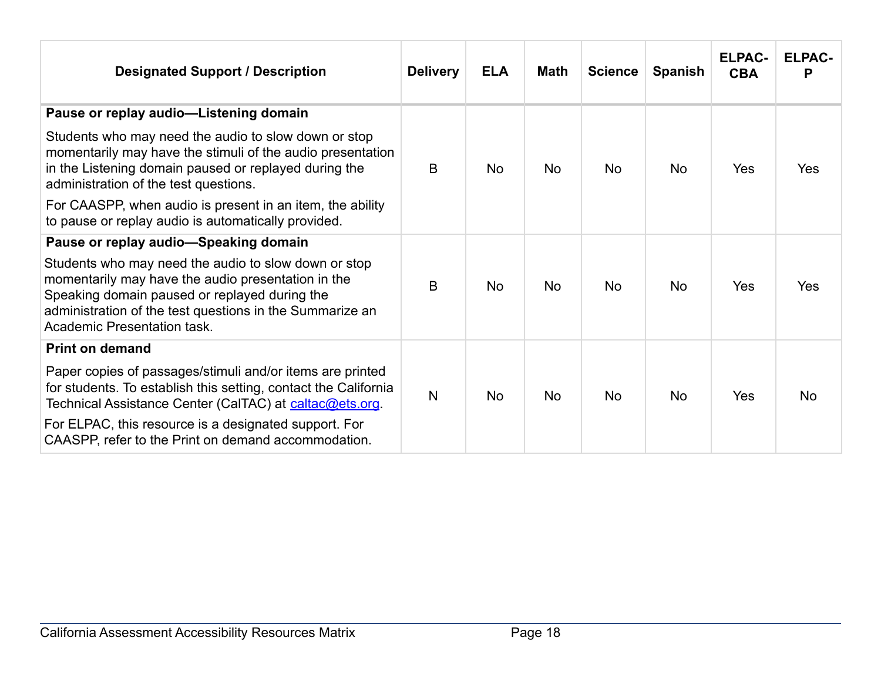| Designated Support / Description | Delivery | ELA | Math | Science | Spanish | ELPAC-CBA | ELPAC-P |
|---|---|---|---|---|---|---|---|
| **Pause or replay audio—Listening domain**<br><br>Students who may need the audio to slow down or stop momentarily may have the stimuli of the audio presentation in the Listening domain paused or replayed during the administration of the test questions.<br><br>For CAASPP, when audio is present in an item, the ability to pause or replay audio is automatically provided. | B | No | No | No | No | Yes | Yes |
| **Pause or replay audio—Speaking domain**<br><br>Students who may need the audio to slow down or stop momentarily may have the audio presentation in the Speaking domain paused or replayed during the administration of the test questions in the Summarize an Academic Presentation task. | B | No | No | No | No | Yes | Yes |
| **Print on demand**<br><br>Paper copies of passages/stimuli and/or items are printed for students. To establish this setting, contact the California Technical Assistance Center (CalTAC) at caltac@ets.org.<br><br>For ELPAC, this resource is a designated support. For CAASPP, refer to the Print on demand accommodation. | N | No | No | No | No | Yes | No |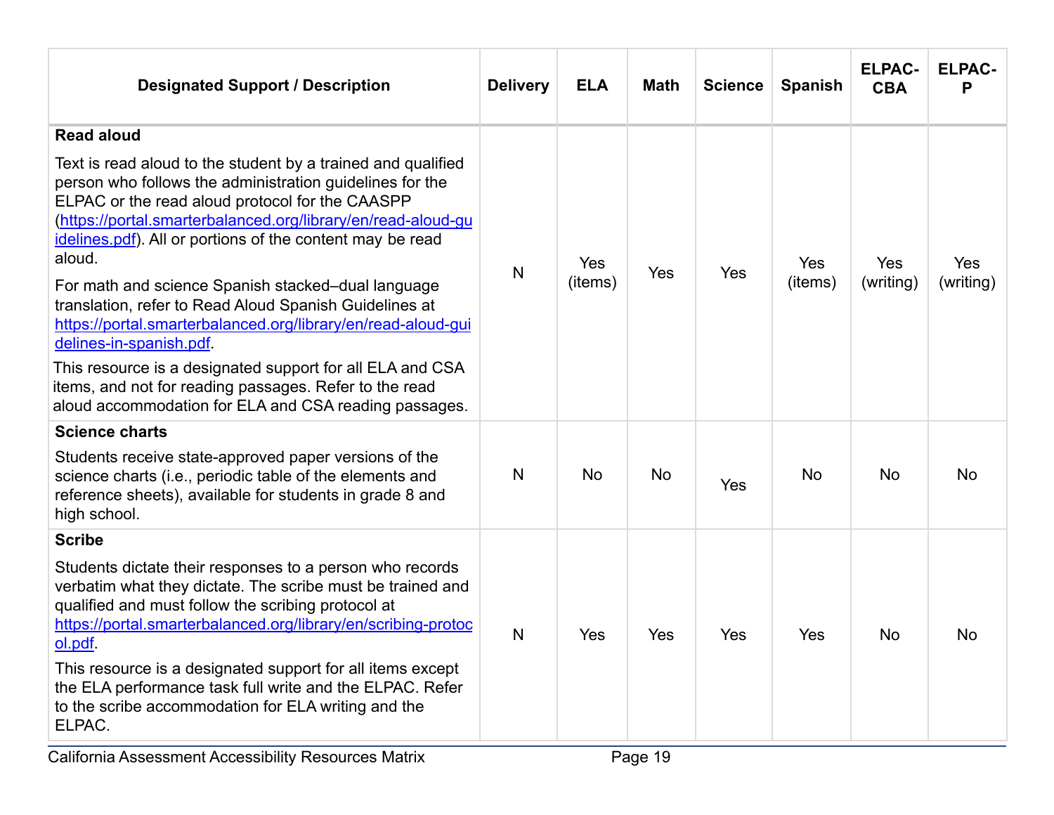| Designated Support / Description | Delivery | ELA | Math | Science | Spanish | ELPAC-CBA | ELPAC-P |
|---|---|---|---|---|---|---|---|
| **Read aloud**<br><br>Text is read aloud to the student by a trained and qualified person who follows the administration guidelines for the ELPAC or the read aloud protocol for the CAASPP (https://portal.smarterbalanced.org/library/en/read-aloud-guidelines.pdf). All or portions of the content may be read aloud.<br><br>For math and science Spanish stacked–dual language translation, refer to Read Aloud Spanish Guidelines at https://portal.smarterbalanced.org/library/en/read-aloud-guidelines-in-spanish.pdf.<br><br>This resource is a designated support for all ELA and CSA items, and not for reading passages. Refer to the read aloud accommodation for ELA and CSA reading passages. | N | Yes (items) | Yes | Yes | Yes (items) | Yes (writing) | Yes (writing) |
| **Science charts**<br><br>Students receive state-approved paper versions of the science charts (i.e., periodic table of the elements and reference sheets), available for students in grade 8 and high school. | N | No | No | Yes | No | No | No |
| **Scribe**<br><br>Students dictate their responses to a person who records verbatim what they dictate. The scribe must be trained and qualified and must follow the scribing protocol at https://portal.smarterbalanced.org/library/en/scribing-protocol.pdf.<br><br>This resource is a designated support for all items except the ELA performance task full write and the ELPAC. Refer to the scribe accommodation for ELA writing and the ELPAC. | N | Yes | Yes | Yes | Yes | No | No |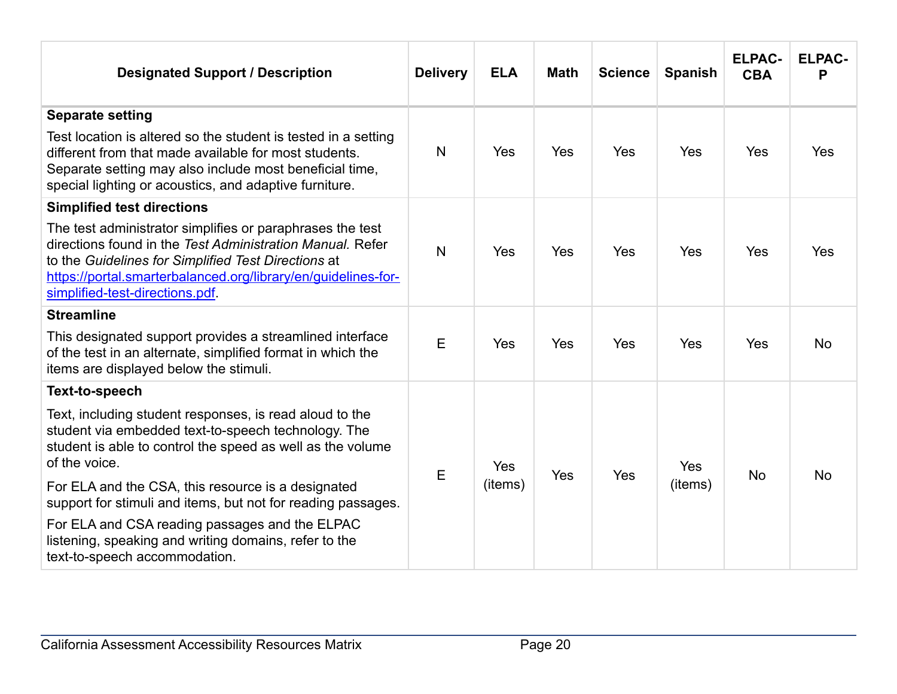| Designated Support / Description | Delivery | ELA | Math | Science | Spanish | ELPAC-CBA | ELPAC-P |
|---|---|---|---|---|---|---|---|
| **Separate setting**<br><br>Test location is altered so the student is tested in a setting different from that made available for most students. Separate setting may also include most beneficial time, special lighting or acoustics, and adaptive furniture. | N | Yes | Yes | Yes | Yes | Yes | Yes |
| **Simplified test directions**<br><br>The test administrator simplifies or paraphrases the test directions found in the *Test Administration Manual.* Refer to the *Guidelines for Simplified Test Directions* at [https://portal.smarterbalanced.org/library/en/guidelines-for-simplified-test-directions.pdf](https://portal.smarterbalanced.org/library/en/guidelines-for-simplified-test-directions.pdf). | N | Yes | Yes | Yes | Yes | Yes | Yes |
| **Streamline**<br><br>This designated support provides a streamlined interface of the test in an alternate, simplified format in which the items are displayed below the stimuli. | E | Yes | Yes | Yes | Yes | Yes | No |
| **Text-to-speech**<br><br>Text, including student responses, is read aloud to the student via embedded text-to-speech technology. The student is able to control the speed as well as the volume of the voice.<br><br>For ELA and the CSA, this resource is a designated support for stimuli and items, but not for reading passages.<br><br>For ELA and CSA reading passages and the ELPAC listening, speaking and writing domains, refer to the text-to-speech accommodation. | E | Yes (items) | Yes | Yes | Yes (items) | No | No |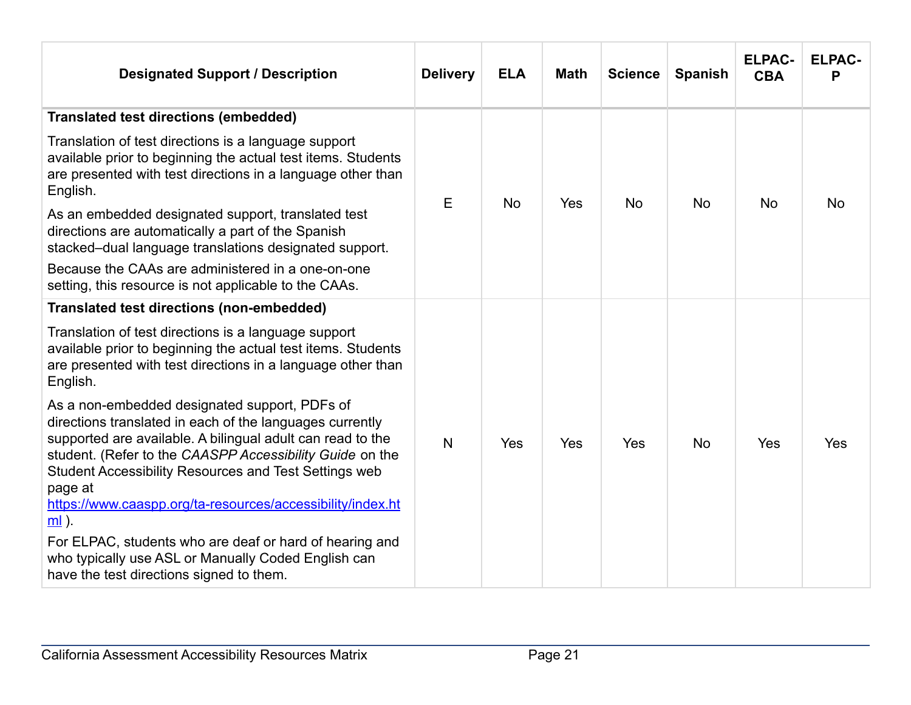| Designated Support / Description | Delivery | ELA | Math | Science | Spanish | ELPAC-CBA | ELPAC-P |
|---|---|---|---|---|---|---|---|
| **Translated test directions (embedded)**<br><br>Translation of test directions is a language support available prior to beginning the actual test items. Students are presented with test directions in a language other than English.<br><br>As an embedded designated support, translated test directions are automatically a part of the Spanish stacked–dual language translations designated support.<br><br>Because the CAAs are administered in a one-on-one setting, this resource is not applicable to the CAAs. | E | No | Yes | No | No | No | No |
| **Translated test directions (non-embedded)**<br><br>Translation of test directions is a language support available prior to beginning the actual test items. Students are presented with test directions in a language other than English.<br><br>As a non-embedded designated support, PDFs of directions translated in each of the languages currently supported are available. A bilingual adult can read to the student. (Refer to the *CAASPP Accessibility Guide* on the Student Accessibility Resources and Test Settings web page at [https://www.caaspp.org/ta-resources/accessibility/index.html](https://www.caaspp.org/ta-resources/accessibility/index.html) ).<br><br>For ELPAC, students who are deaf or hard of hearing and who typically use ASL or Manually Coded English can have the test directions signed to them. | N | Yes | Yes | Yes | No | Yes | Yes |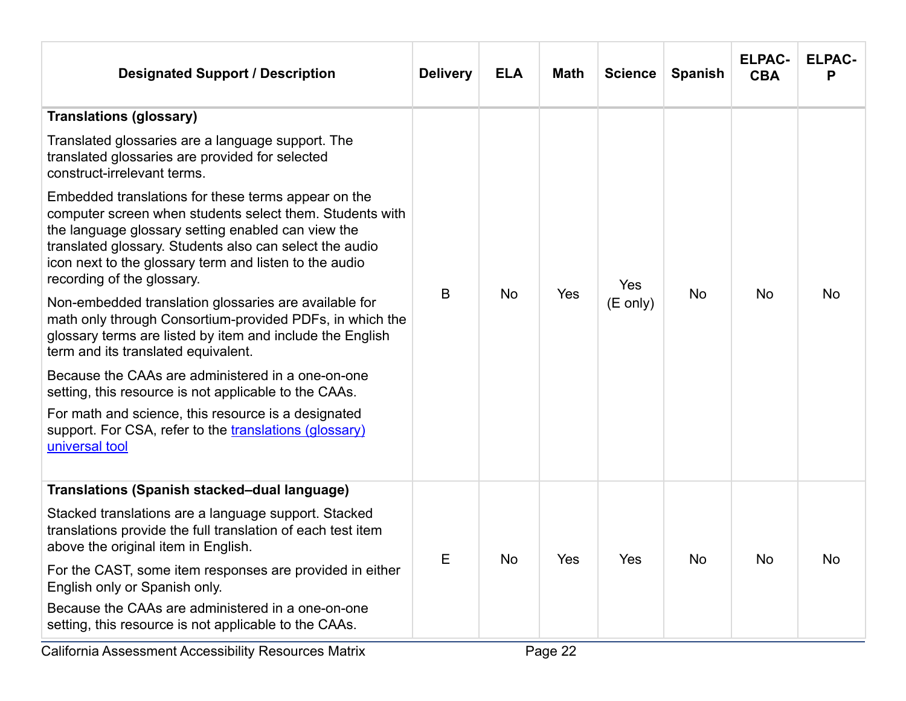| Designated Support / Description | Delivery | ELA | Math | Science | Spanish | ELPAC-CBA | ELPAC-P |
|---|---|---|---|---|---|---|---|
| **Translations (glossary)**<br><br>Translated glossaries are a language support. The translated glossaries are provided for selected construct-irrelevant terms.<br><br>Embedded translations for these terms appear on the computer screen when students select them. Students with the language glossary setting enabled can view the translated glossary. Students also can select the audio icon next to the glossary term and listen to the audio recording of the glossary.<br><br>Non-embedded translation glossaries are available for math only through Consortium-provided PDFs, in which the glossary terms are listed by item and include the English term and its translated equivalent.<br><br>Because the CAAs are administered in a one-on-one setting, this resource is not applicable to the CAAs.<br><br>For math and science, this resource is a designated support. For CSA, refer to the [translations (glossary) universal tool]() | B | No | Yes | Yes (E only) | No | No | No |
| **Translations (Spanish stacked–dual language)**<br><br>Stacked translations are a language support. Stacked translations provide the full translation of each test item above the original item in English.<br><br>For the CAST, some item responses are provided in either English only or Spanish only.<br><br>Because the CAAs are administered in a one-on-one setting, this resource is not applicable to the CAAs. | E | No | Yes | Yes | No | No | No |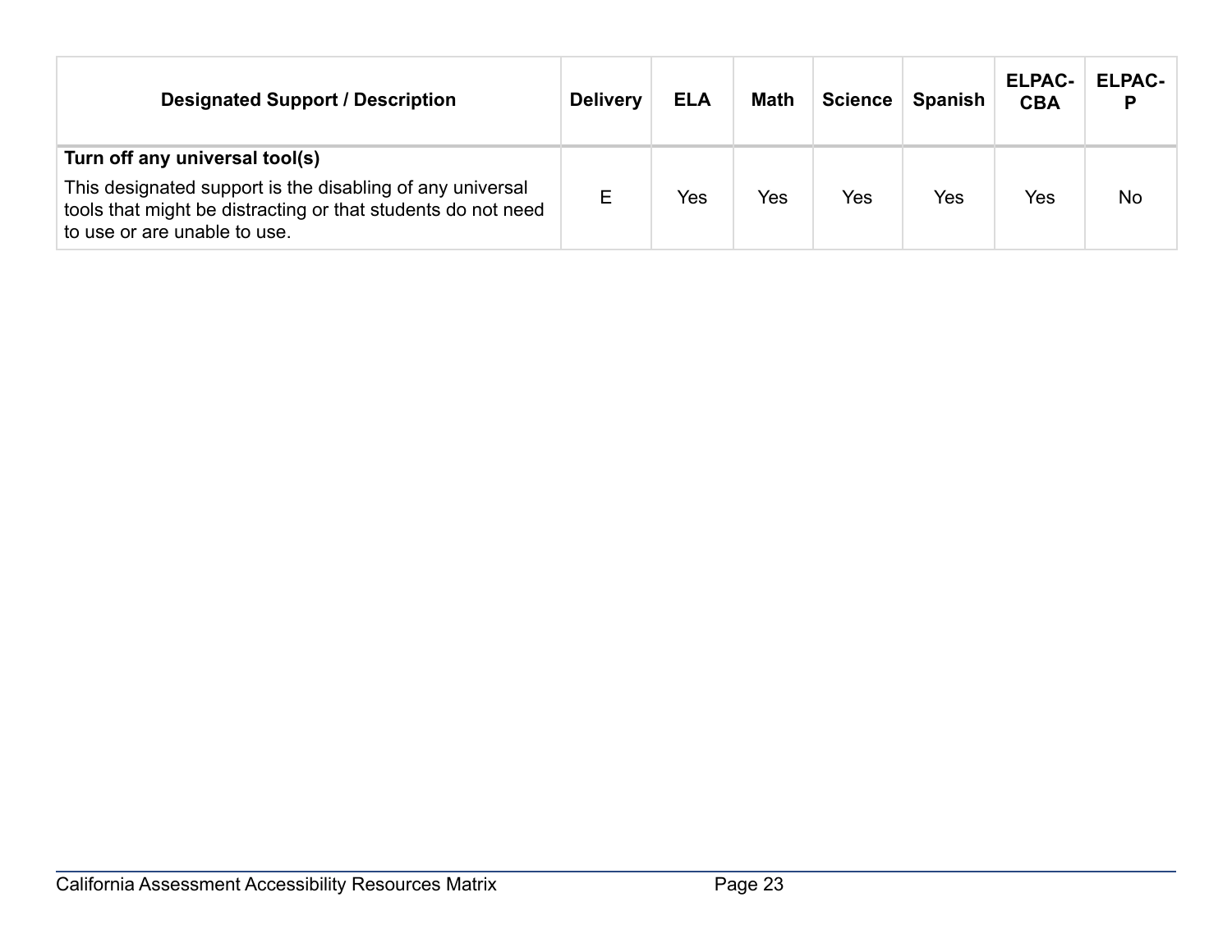| Designated Support / Description | Delivery | ELA | Math | Science | Spanish | ELPAC-CBA | ELPAC-P |
|---|---|---|---|---|---|---|---|
| **Turn off any universal tool(s)** This designated support is the disabling of any universal tools that might be distracting or that students do not need to use or are unable to use. | E | Yes | Yes | Yes | Yes | Yes | No |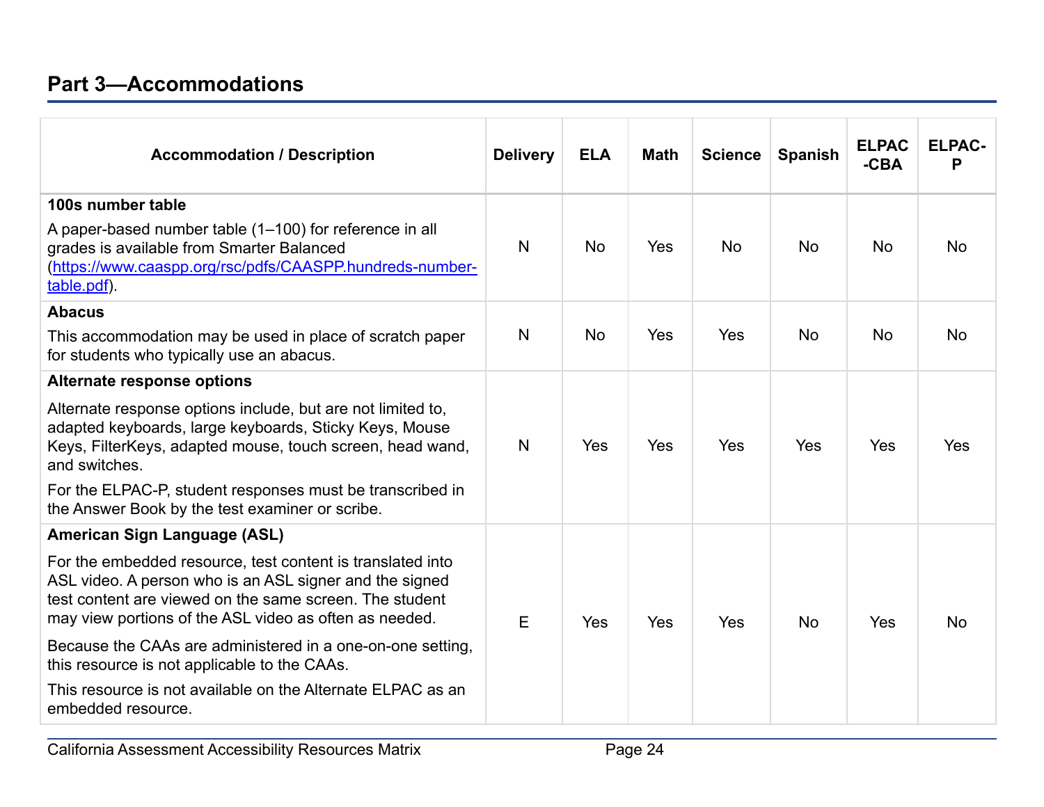## Part 3—Accommodations

| Accommodation / Description | Delivery | ELA | Math | Science | Spanish | ELPAC-CBA | ELPAC-P |
|---|---|---|---|---|---|---|---|
| **100s number table**<br><br>A paper-based number table (1–100) for reference in all grades is available from Smarter Balanced ([https://www.caaspp.org/rsc/pdfs/CAASPP.hundreds-number-table.pdf](https://www.caaspp.org/rsc/pdfs/CAASPP.hundreds-number-table.pdf)). | N | No | Yes | No | No | No | No |
| **Abacus**<br><br>This accommodation may be used in place of scratch paper for students who typically use an abacus. | N | No | Yes | Yes | No | No | No |
| **Alternate response options**<br><br>Alternate response options include, but are not limited to, adapted keyboards, large keyboards, Sticky Keys, Mouse Keys, FilterKeys, adapted mouse, touch screen, head wand, and switches.<br><br>For the ELPAC-P, student responses must be transcribed in the Answer Book by the test examiner or scribe. | N | Yes | Yes | Yes | Yes | Yes | Yes |
| **American Sign Language (ASL)**<br><br>For the embedded resource, test content is translated into ASL video. A person who is an ASL signer and the signed test content are viewed on the same screen. The student may view portions of the ASL video as often as needed.<br><br>Because the CAAs are administered in a one-on-one setting, this resource is not applicable to the CAAs.<br><br>This resource is not available on the Alternate ELPAC as an embedded resource. | E | Yes | Yes | Yes | No | Yes | No |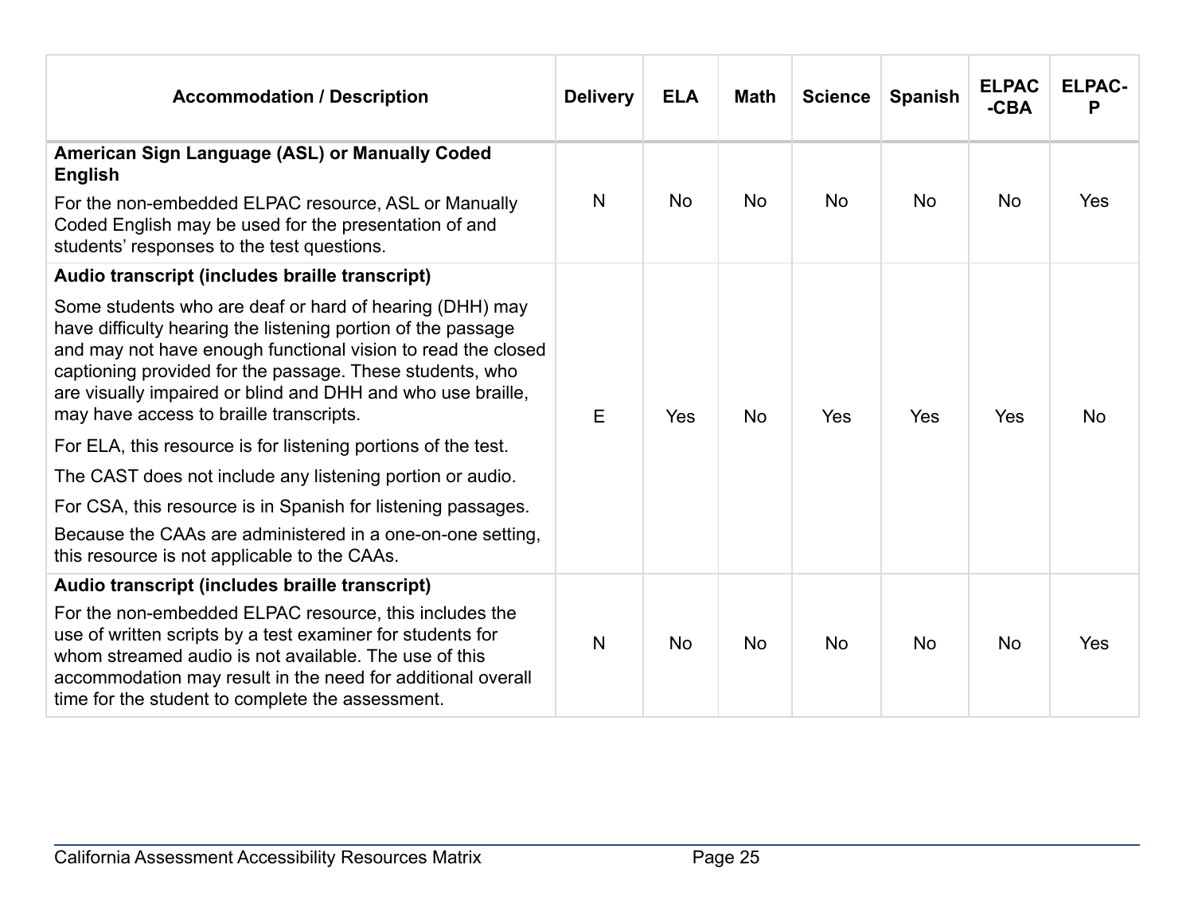| Accommodation / Description | Delivery | ELA | Math | Science | Spanish | ELPAC-CBA | ELPAC-P |
|---|---|---|---|---|---|---|---|
| **American Sign Language (ASL) or Manually Coded English**<br>For the non-embedded ELPAC resource, ASL or Manually Coded English may be used for the presentation of and students' responses to the test questions. | N | No | No | No | No | No | Yes |
| **Audio transcript (includes braille transcript)**<br>Some students who are deaf or hard of hearing (DHH) may have difficulty hearing the listening portion of the passage and may not have enough functional vision to read the closed captioning provided for the passage. These students, who are visually impaired or blind and DHH and who use braille, may have access to braille transcripts.<br>For ELA, this resource is for listening portions of the test.<br>The CAST does not include any listening portion or audio.<br>For CSA, this resource is in Spanish for listening passages.<br>Because the CAAs are administered in a one-on-one setting, this resource is not applicable to the CAAs. | E | Yes | No | Yes | Yes | Yes | No |
| **Audio transcript (includes braille transcript)**<br>For the non-embedded ELPAC resource, this includes the use of written scripts by a test examiner for students for whom streamed audio is not available. The use of this accommodation may result in the need for additional overall time for the student to complete the assessment. | N | No | No | No | No | No | Yes |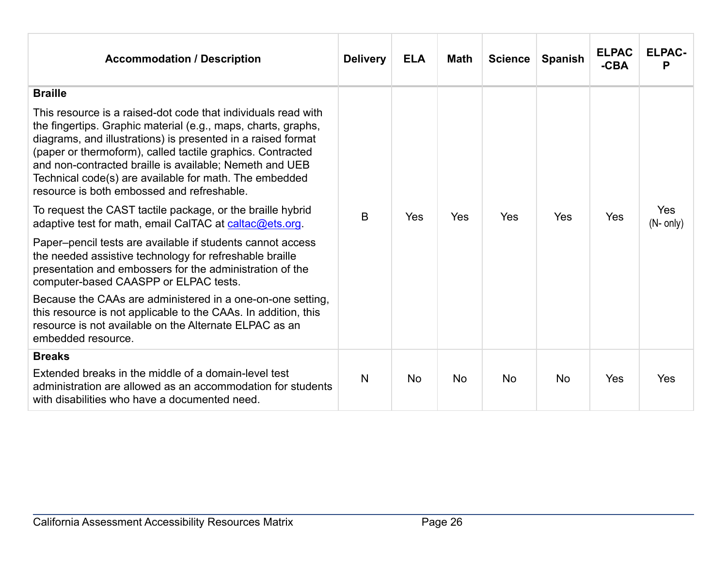| Accommodation / Description | Delivery | ELA | Math | Science | Spanish | ELPAC-CBA | ELPAC-P |
|---|---|---|---|---|---|---|---|
| **Braille**<br><br>This resource is a raised-dot code that individuals read with the fingertips. Graphic material (e.g., maps, charts, graphs, diagrams, and illustrations) is presented in a raised format (paper or thermoform), called tactile graphics. Contracted and non-contracted braille is available; Nemeth and UEB Technical code(s) are available for math. The embedded resource is both embossed and refreshable.<br><br>To request the CAST tactile package, or the braille hybrid adaptive test for math, email CalTAC at [caltac@ets.org](mailto:caltac@ets.org).<br><br>Paper–pencil tests are available if students cannot access the needed assistive technology for refreshable braille presentation and embossers for the administration of the computer-based CAASPP or ELPAC tests.<br><br>Because the CAAs are administered in a one-on-one setting, this resource is not applicable to the CAAs. In addition, this resource is not available on the Alternate ELPAC as an embedded resource. | B | Yes | Yes | Yes | Yes | Yes | Yes (N- only) |
| **Breaks**<br><br>Extended breaks in the middle of a domain-level test administration are allowed as an accommodation for students with disabilities who have a documented need. | N | No | No | No | No | Yes | Yes |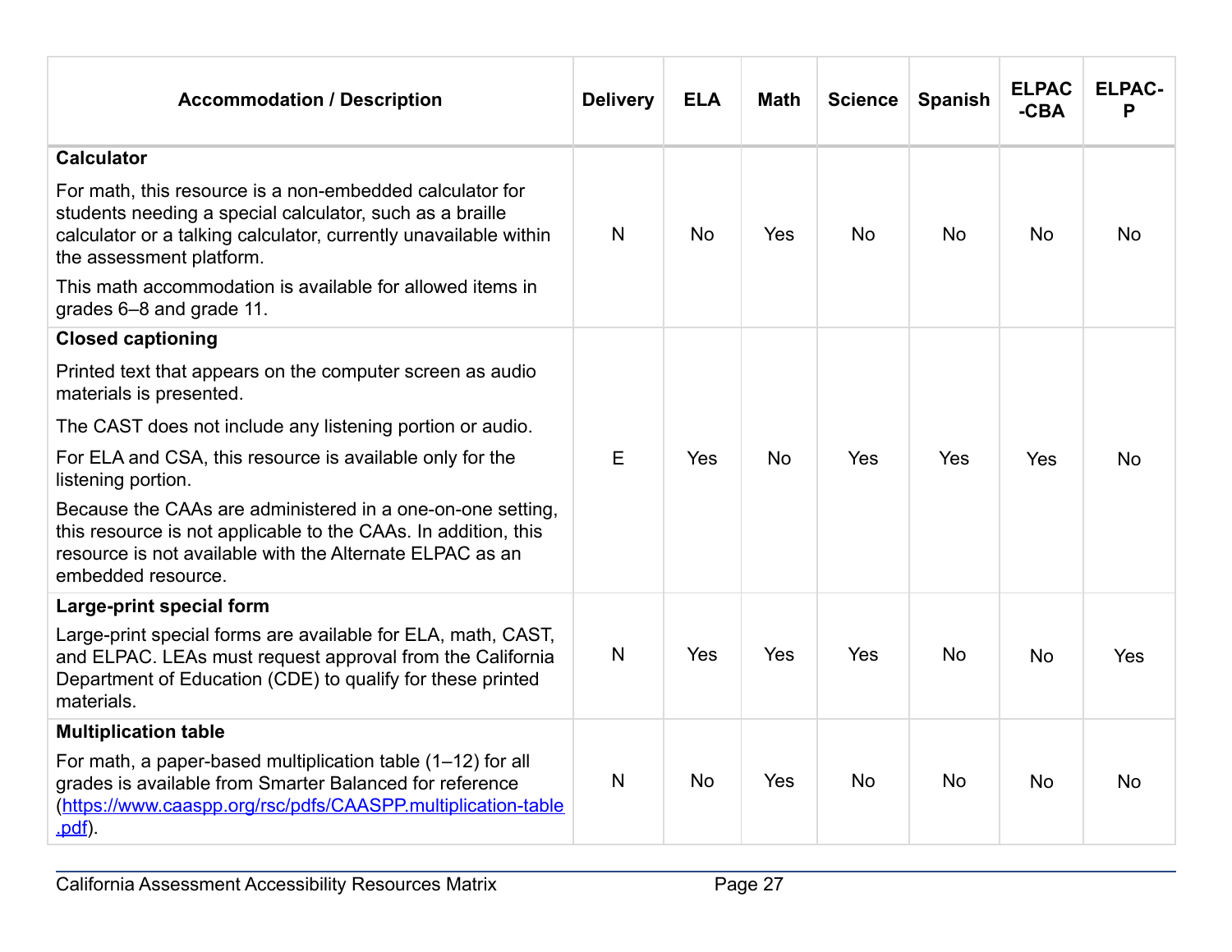| Accommodation / Description | Delivery | ELA | Math | Science | Spanish | ELPAC-CBA | ELPAC-P |
|---|---|---|---|---|---|---|---|
| **Calculator**<br><br>For math, this resource is a non-embedded calculator for students needing a special calculator, such as a braille calculator or a talking calculator, currently unavailable within the assessment platform.<br><br>This math accommodation is available for allowed items in grades 6–8 and grade 11. | N | No | Yes | No | No | No | No |
| **Closed captioning**<br><br>Printed text that appears on the computer screen as audio materials is presented.<br><br>The CAST does not include any listening portion or audio.<br><br>For ELA and CSA, this resource is available only for the listening portion.<br><br>Because the CAAs are administered in a one-on-one setting, this resource is not applicable to the CAAs. In addition, this resource is not available with the Alternate ELPAC as an embedded resource. | E | Yes | No | Yes | Yes | Yes | No |
| **Large-print special form**<br><br>Large-print special forms are available for ELA, math, CAST, and ELPAC. LEAs must request approval from the California Department of Education (CDE) to qualify for these printed materials. | N | Yes | Yes | Yes | No | No | Yes |
| **Multiplication table**<br><br>For math, a paper-based multiplication table (1–12) for all grades is available from Smarter Balanced for reference ([https://www.caaspp.org/rsc/pdfs/CAASPP.multiplication-table.pdf](https://www.caaspp.org/rsc/pdfs/CAASPP.multiplication-table.pdf)). | N | No | Yes | No | No | No | No |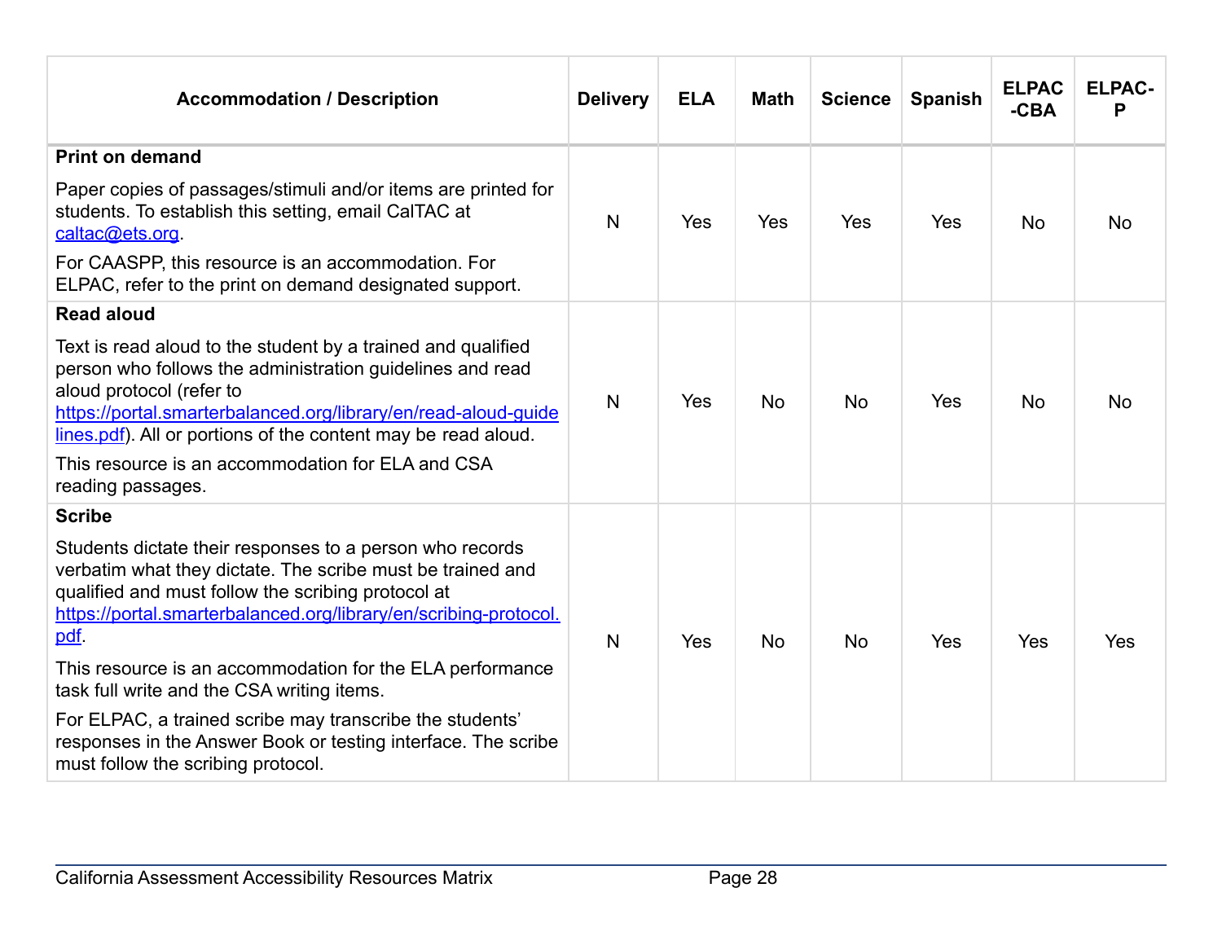| Accommodation / Description | Delivery | ELA | Math | Science | Spanish | ELPAC-CBA | ELPAC-P |
|---|---|---|---|---|---|---|---|
| **Print on demand**<br><br>Paper copies of passages/stimuli and/or items are printed for students. To establish this setting, email CalTAC at [caltac@ets.org](mailto:caltac@ets.org).<br><br>For CAASPP, this resource is an accommodation. For ELPAC, refer to the print on demand designated support. | N | Yes | Yes | Yes | Yes | No | No |
| **Read aloud**<br><br>Text is read aloud to the student by a trained and qualified person who follows the administration guidelines and read aloud protocol (refer to [https://portal.smarterbalanced.org/library/en/read-aloud-guidelines.pdf](https://portal.smarterbalanced.org/library/en/read-aloud-guidelines.pdf)). All or portions of the content may be read aloud.<br><br>This resource is an accommodation for ELA and CSA reading passages. | N | Yes | No | No | Yes | No | No |
| **Scribe**<br><br>Students dictate their responses to a person who records verbatim what they dictate. The scribe must be trained and qualified and must follow the scribing protocol at [https://portal.smarterbalanced.org/library/en/scribing-protocol.pdf](https://portal.smarterbalanced.org/library/en/scribing-protocol.pdf).<br><br>This resource is an accommodation for the ELA performance task full write and the CSA writing items.<br><br>For ELPAC, a trained scribe may transcribe the students' responses in the Answer Book or testing interface. The scribe must follow the scribing protocol. | N | Yes | No | No | Yes | Yes | Yes |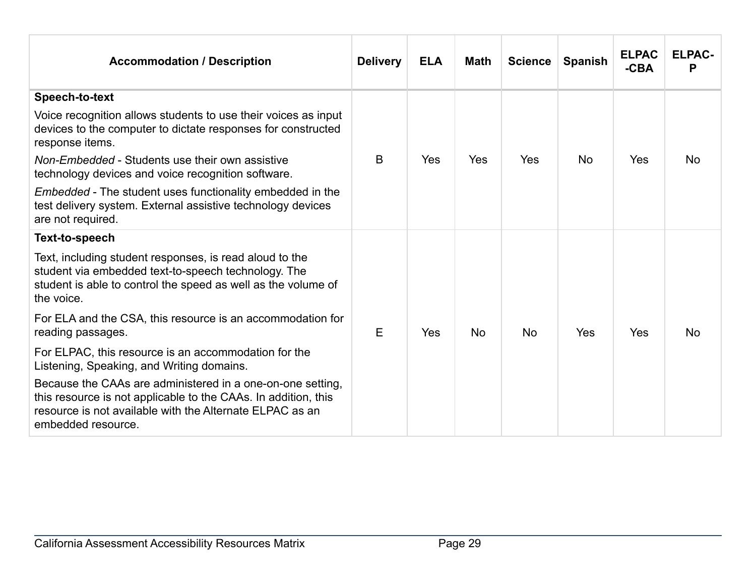| Accommodation / Description | Delivery | ELA | Math | Science | Spanish | ELPAC-CBA | ELPAC-P |
|---|---|---|---|---|---|---|---|
| **Speech-to-text**<br><br>Voice recognition allows students to use their voices as input devices to the computer to dictate responses for constructed response items.<br><br>*Non-Embedded* - Students use their own assistive technology devices and voice recognition software.<br><br>*Embedded* - The student uses functionality embedded in the test delivery system. External assistive technology devices are not required. | B | Yes | Yes | Yes | No | Yes | No |
| **Text-to-speech**<br><br>Text, including student responses, is read aloud to the student via embedded text-to-speech technology. The student is able to control the speed as well as the volume of the voice.<br><br>For ELA and the CSA, this resource is an accommodation for reading passages.<br><br>For ELPAC, this resource is an accommodation for the Listening, Speaking, and Writing domains.<br><br>Because the CAAs are administered in a one-on-one setting, this resource is not applicable to the CAAs. In addition, this resource is not available with the Alternate ELPAC as an embedded resource. | E | Yes | No | No | Yes | Yes | No |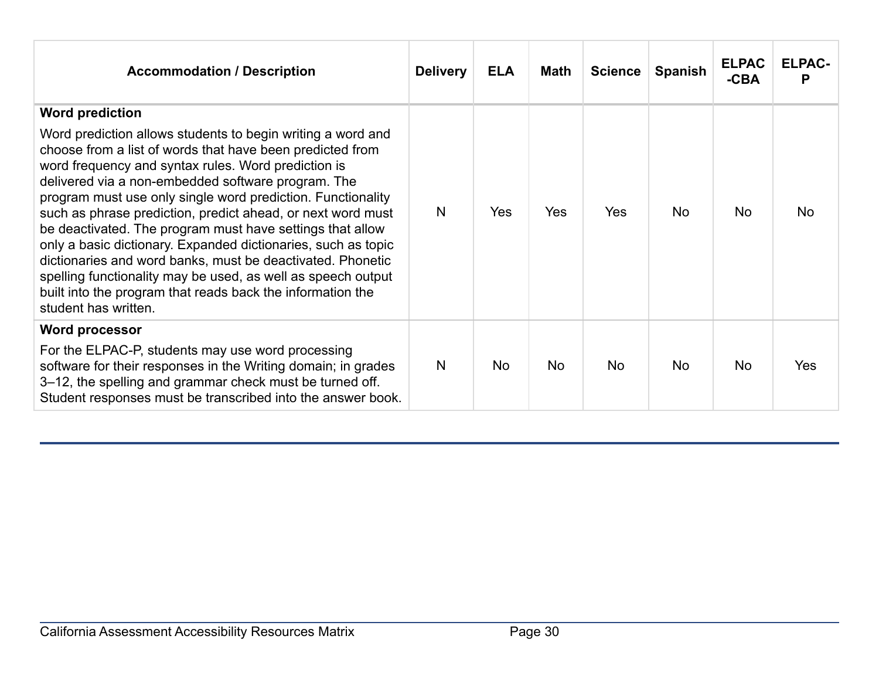| Accommodation / Description | Delivery | ELA | Math | Science | Spanish | ELPAC-CBA | ELPAC-P |
|---|---|---|---|---|---|---|---|
| **Word prediction**<br><br>Word prediction allows students to begin writing a word and choose from a list of words that have been predicted from word frequency and syntax rules. Word prediction is delivered via a non-embedded software program. The program must use only single word prediction. Functionality such as phrase prediction, predict ahead, or next word must be deactivated. The program must have settings that allow only a basic dictionary. Expanded dictionaries, such as topic dictionaries and word banks, must be deactivated. Phonetic spelling functionality may be used, as well as speech output built into the program that reads back the information the student has written. | N | Yes | Yes | Yes | No | No | No |
| **Word processor**<br><br>For the ELPAC-P, students may use word processing software for their responses in the Writing domain; in grades 3–12, the spelling and grammar check must be turned off. Student responses must be transcribed into the answer book. | N | No | No | No | No | No | Yes |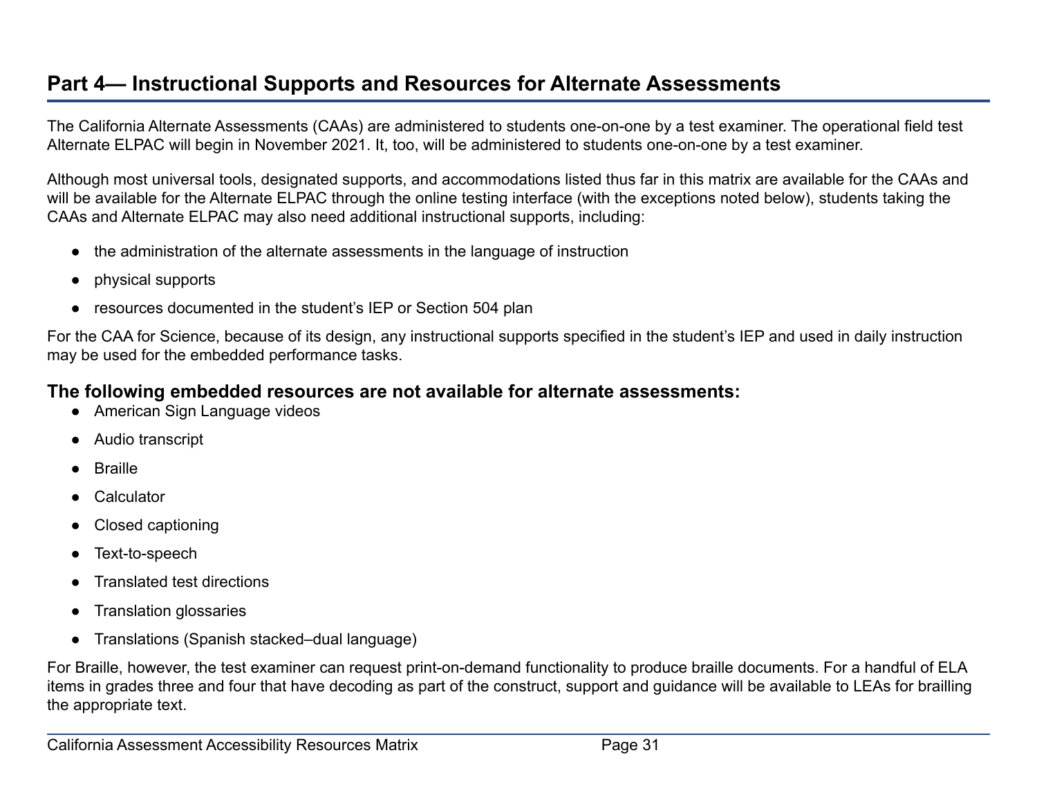## Part 4— Instructional Supports and Resources for Alternate Assessments

The California Alternate Assessments (CAAs) are administered to students one-on-one by a test examiner. The operational field test Alternate ELPAC will begin in November 2021. It, too, will be administered to students one-on-one by a test examiner.

Although most universal tools, designated supports, and accommodations listed thus far in this matrix are available for the CAAs and will be available for the Alternate ELPAC through the online testing interface (with the exceptions noted below), students taking the CAAs and Alternate ELPAC may also need additional instructional supports, including:

- the administration of the alternate assessments in the language of instruction
- physical supports
- resources documented in the student's IEP or Section 504 plan

For the CAA for Science, because of its design, any instructional supports specified in the student's IEP and used in daily instruction may be used for the embedded performance tasks.

### The following embedded resources are not available for alternate assessments:

- American Sign Language videos
- Audio transcript
- Braille
- Calculator
- Closed captioning
- Text-to-speech
- Translated test directions
- Translation glossaries
- Translations (Spanish stacked–dual language)

For Braille, however, the test examiner can request print-on-demand functionality to produce braille documents. For a handful of ELA items in grades three and four that have decoding as part of the construct, support and guidance will be available to LEAs for brailling the appropriate text.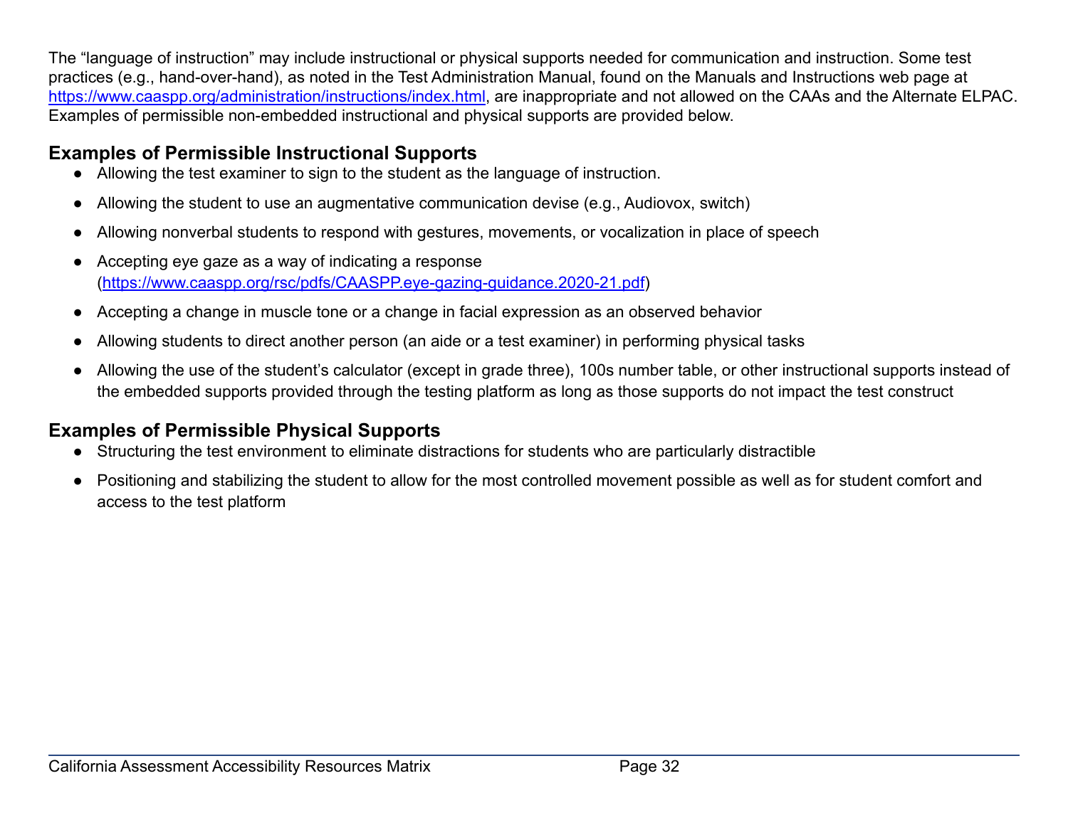The "language of instruction" may include instructional or physical supports needed for communication and instruction. Some test practices (e.g., hand-over-hand), as noted in the Test Administration Manual, found on the Manuals and Instructions web page at https://www.caaspp.org/administration/instructions/index.html, are inappropriate and not allowed on the CAAs and the Alternate ELPAC. Examples of permissible non-embedded instructional and physical supports are provided below.

## Examples of Permissible Instructional Supports

- Allowing the test examiner to sign to the student as the language of instruction.
- Allowing the student to use an augmentative communication devise (e.g., Audiovox, switch)
- Allowing nonverbal students to respond with gestures, movements, or vocalization in place of speech
- Accepting eye gaze as a way of indicating a response (https://www.caaspp.org/rsc/pdfs/CAASPP.eye-gazing-guidance.2020-21.pdf)
- Accepting a change in muscle tone or a change in facial expression as an observed behavior
- Allowing students to direct another person (an aide or a test examiner) in performing physical tasks
- Allowing the use of the student's calculator (except in grade three), 100s number table, or other instructional supports instead of the embedded supports provided through the testing platform as long as those supports do not impact the test construct

## Examples of Permissible Physical Supports

- Structuring the test environment to eliminate distractions for students who are particularly distractible
- Positioning and stabilizing the student to allow for the most controlled movement possible as well as for student comfort and access to the test platform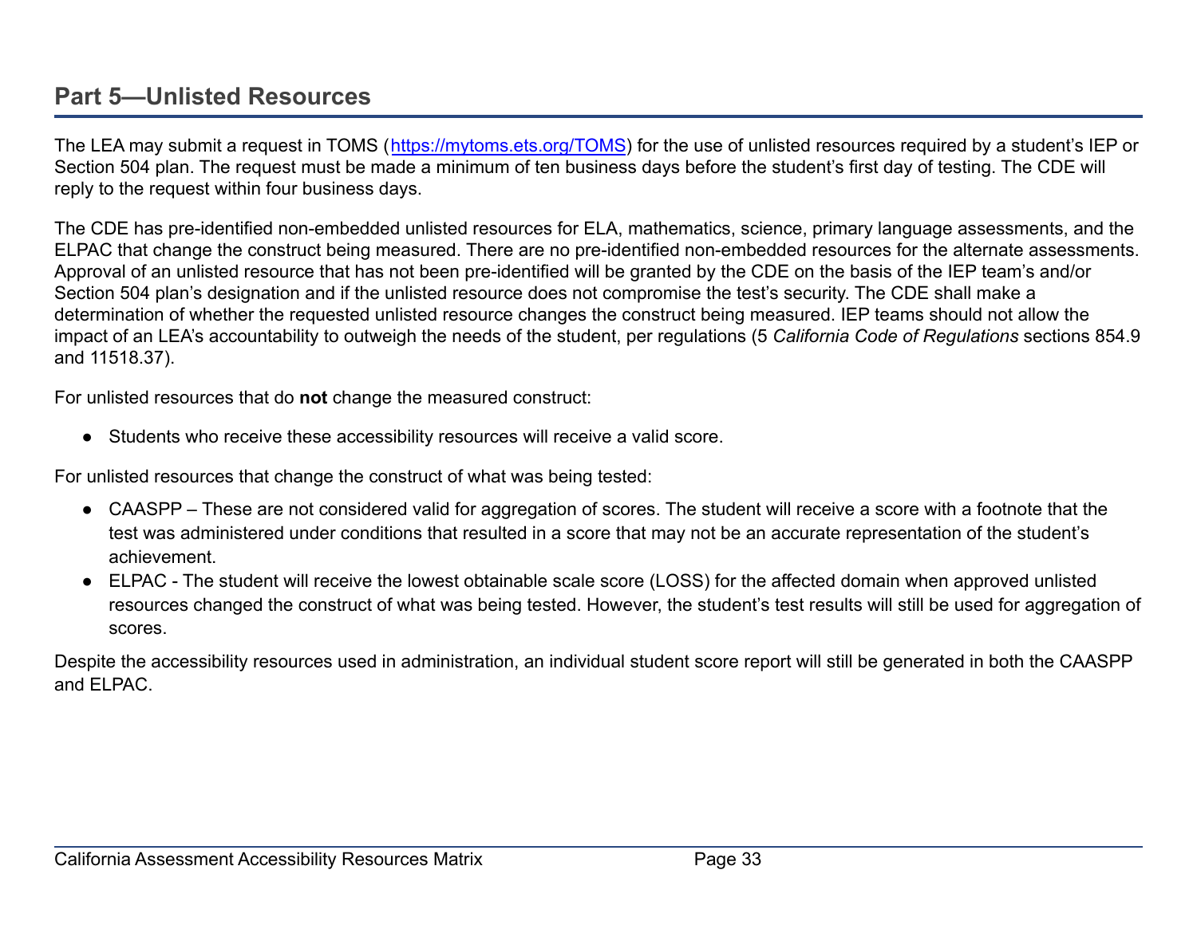## Part 5—Unlisted Resources

The LEA may submit a request in TOMS ([https://mytoms.ets.org/TOMS](https://mytoms.ets.org/TOMS)) for the use of unlisted resources required by a student's IEP or Section 504 plan. The request must be made a minimum of ten business days before the student's first day of testing. The CDE will reply to the request within four business days.

The CDE has pre-identified non-embedded unlisted resources for ELA, mathematics, science, primary language assessments, and the ELPAC that change the construct being measured. There are no pre-identified non-embedded resources for the alternate assessments. Approval of an unlisted resource that has not been pre-identified will be granted by the CDE on the basis of the IEP team's and/or Section 504 plan's designation and if the unlisted resource does not compromise the test's security. The CDE shall make a determination of whether the requested unlisted resource changes the construct being measured. IEP teams should not allow the impact of an LEA's accountability to outweigh the needs of the student, per regulations (5 *California Code of Regulations* sections 854.9 and 11518.37).

For unlisted resources that do **not** change the measured construct:

- Students who receive these accessibility resources will receive a valid score.

For unlisted resources that change the construct of what was being tested:

- CAASPP – These are not considered valid for aggregation of scores. The student will receive a score with a footnote that the test was administered under conditions that resulted in a score that may not be an accurate representation of the student's achievement.
- ELPAC - The student will receive the lowest obtainable scale score (LOSS) for the affected domain when approved unlisted resources changed the construct of what was being tested. However, the student's test results will still be used for aggregation of scores.

Despite the accessibility resources used in administration, an individual student score report will still be generated in both the CAASPP and ELPAC.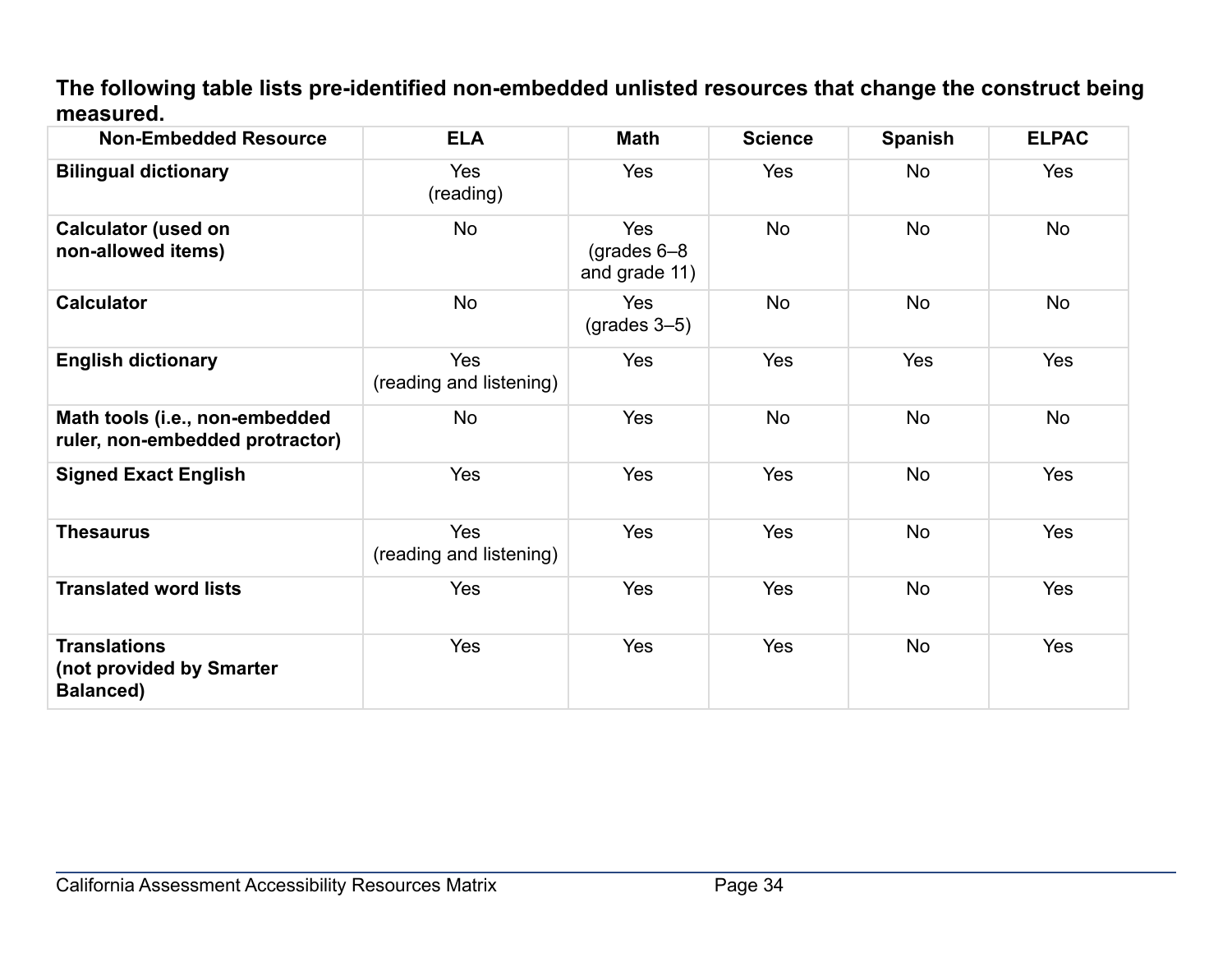**The following table lists pre-identified non-embedded unlisted resources that change the construct being measured.**

| Non-Embedded Resource | ELA | Math | Science | Spanish | ELPAC |
|---|---|---|---|---|---|
| **Bilingual dictionary** | Yes (reading) | Yes | Yes | No | Yes |
| **Calculator (used on non-allowed items)** | No | Yes (grades 6–8 and grade 11) | No | No | No |
| **Calculator** | No | Yes (grades 3–5) | No | No | No |
| **English dictionary** | Yes (reading and listening) | Yes | Yes | Yes | Yes |
| **Math tools (i.e., non-embedded ruler, non-embedded protractor)** | No | Yes | No | No | No |
| **Signed Exact English** | Yes | Yes | Yes | No | Yes |
| **Thesaurus** | Yes (reading and listening) | Yes | Yes | No | Yes |
| **Translated word lists** | Yes | Yes | Yes | No | Yes |
| **Translations (not provided by Smarter Balanced)** | Yes | Yes | Yes | No | Yes |